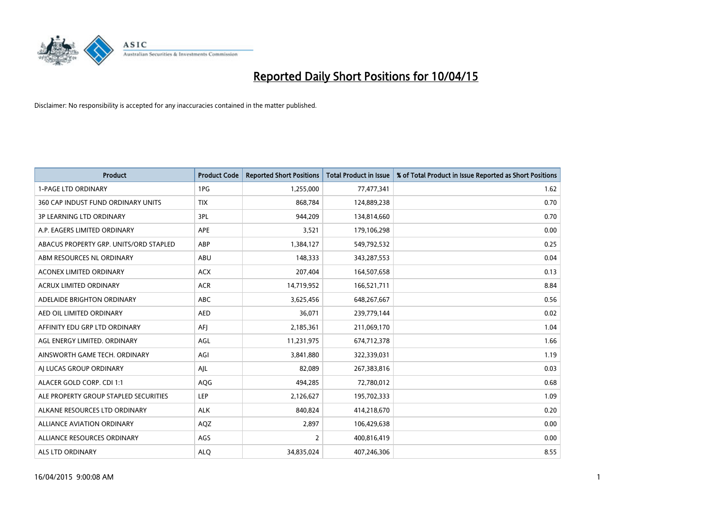# Reported Daily Short Positions for 10/04/15

Disclaimer: No responsibility is accepted for any inaccuracies contained in the matter published.

| Product | Product Code | Reported Short Positions | Total Product in Issue | % of Total Product in Issue Reported as Short Positions |
|---|---|---|---|---|
| 1-PAGE LTD ORDINARY | 1PG | 1,255,000 | 77,477,341 | 1.62 |
| 360 CAP INDUST FUND ORDINARY UNITS | TIX | 868,784 | 124,889,238 | 0.70 |
| 3P LEARNING LTD ORDINARY | 3PL | 944,209 | 134,814,660 | 0.70 |
| A.P. EAGERS LIMITED ORDINARY | APE | 3,521 | 179,106,298 | 0.00 |
| ABACUS PROPERTY GRP. UNITS/ORD STAPLED | ABP | 1,384,127 | 549,792,532 | 0.25 |
| ABM RESOURCES NL ORDINARY | ABU | 148,333 | 343,287,553 | 0.04 |
| ACONEX LIMITED ORDINARY | ACX | 207,404 | 164,507,658 | 0.13 |
| ACRUX LIMITED ORDINARY | ACR | 14,719,952 | 166,521,711 | 8.84 |
| ADELAIDE BRIGHTON ORDINARY | ABC | 3,625,456 | 648,267,667 | 0.56 |
| AED OIL LIMITED ORDINARY | AED | 36,071 | 239,779,144 | 0.02 |
| AFFINITY EDU GRP LTD ORDINARY | AFJ | 2,185,361 | 211,069,170 | 1.04 |
| AGL ENERGY LIMITED. ORDINARY | AGL | 11,231,975 | 674,712,378 | 1.66 |
| AINSWORTH GAME TECH. ORDINARY | AGI | 3,841,880 | 322,339,031 | 1.19 |
| AJ LUCAS GROUP ORDINARY | AJL | 82,089 | 267,383,816 | 0.03 |
| ALACER GOLD CORP. CDI 1:1 | AQG | 494,285 | 72,780,012 | 0.68 |
| ALE PROPERTY GROUP STAPLED SECURITIES | LEP | 2,126,627 | 195,702,333 | 1.09 |
| ALKANE RESOURCES LTD ORDINARY | ALK | 840,824 | 414,218,670 | 0.20 |
| ALLIANCE AVIATION ORDINARY | AQZ | 2,897 | 106,429,638 | 0.00 |
| ALLIANCE RESOURCES ORDINARY | AGS | 2 | 400,816,419 | 0.00 |
| ALS LTD ORDINARY | ALQ | 34,835,024 | 407,246,306 | 8.55 |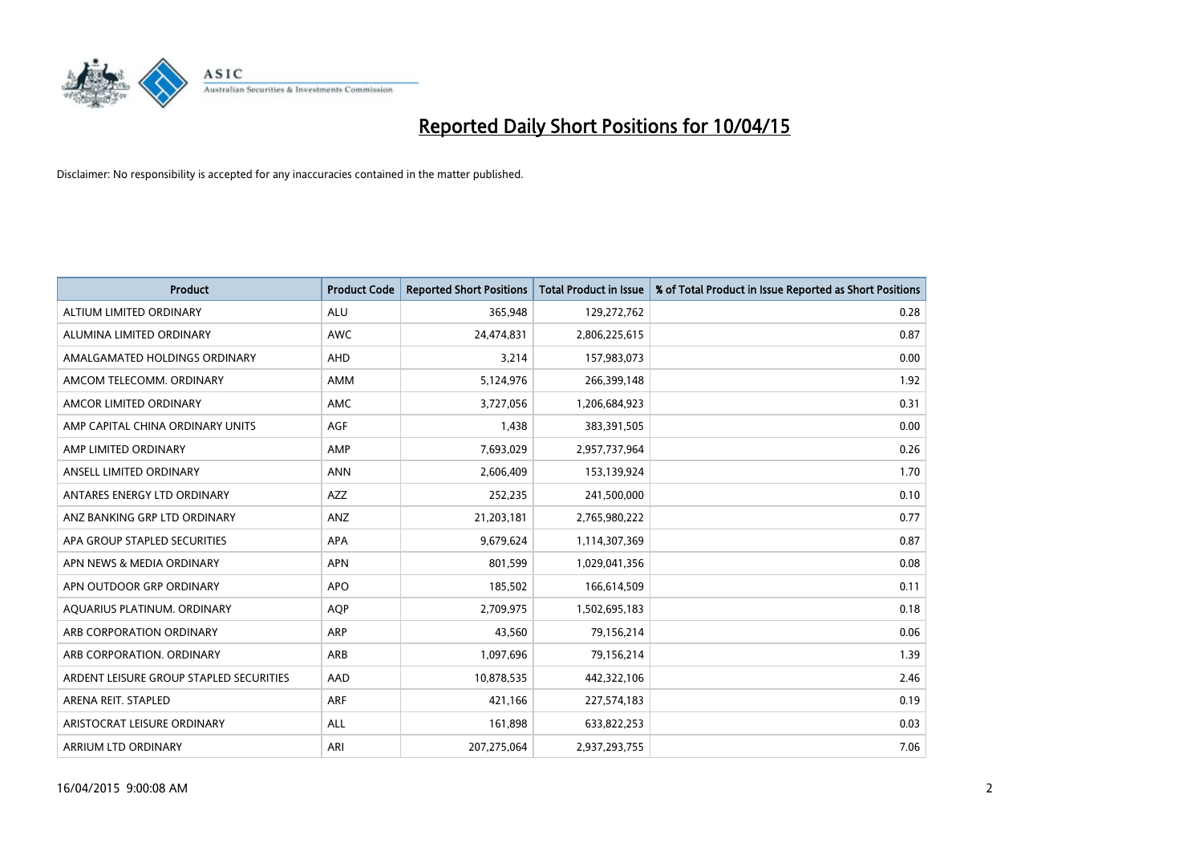# Reported Daily Short Positions for 10/04/15

Disclaimer: No responsibility is accepted for any inaccuracies contained in the matter published.

| Product | Product Code | Reported Short Positions | Total Product in Issue | % of Total Product in Issue Reported as Short Positions |
|---|---|---|---|---|
| ALTIUM LIMITED ORDINARY | ALU | 365,948 | 129,272,762 | 0.28 |
| ALUMINA LIMITED ORDINARY | AWC | 24,474,831 | 2,806,225,615 | 0.87 |
| AMALGAMATED HOLDINGS ORDINARY | AHD | 3,214 | 157,983,073 | 0.00 |
| AMCOM TELECOMM. ORDINARY | AMM | 5,124,976 | 266,399,148 | 1.92 |
| AMCOR LIMITED ORDINARY | AMC | 3,727,056 | 1,206,684,923 | 0.31 |
| AMP CAPITAL CHINA ORDINARY UNITS | AGF | 1,438 | 383,391,505 | 0.00 |
| AMP LIMITED ORDINARY | AMP | 7,693,029 | 2,957,737,964 | 0.26 |
| ANSELL LIMITED ORDINARY | ANN | 2,606,409 | 153,139,924 | 1.70 |
| ANTARES ENERGY LTD ORDINARY | AZZ | 252,235 | 241,500,000 | 0.10 |
| ANZ BANKING GRP LTD ORDINARY | ANZ | 21,203,181 | 2,765,980,222 | 0.77 |
| APA GROUP STAPLED SECURITIES | APA | 9,679,624 | 1,114,307,369 | 0.87 |
| APN NEWS & MEDIA ORDINARY | APN | 801,599 | 1,029,041,356 | 0.08 |
| APN OUTDOOR GRP ORDINARY | APO | 185,502 | 166,614,509 | 0.11 |
| AQUARIUS PLATINUM. ORDINARY | AQP | 2,709,975 | 1,502,695,183 | 0.18 |
| ARB CORPORATION ORDINARY | ARP | 43,560 | 79,156,214 | 0.06 |
| ARB CORPORATION. ORDINARY | ARB | 1,097,696 | 79,156,214 | 1.39 |
| ARDENT LEISURE GROUP STAPLED SECURITIES | AAD | 10,878,535 | 442,322,106 | 2.46 |
| ARENA REIT. STAPLED | ARF | 421,166 | 227,574,183 | 0.19 |
| ARISTOCRAT LEISURE ORDINARY | ALL | 161,898 | 633,822,253 | 0.03 |
| ARRIUM LTD ORDINARY | ARI | 207,275,064 | 2,937,293,755 | 7.06 |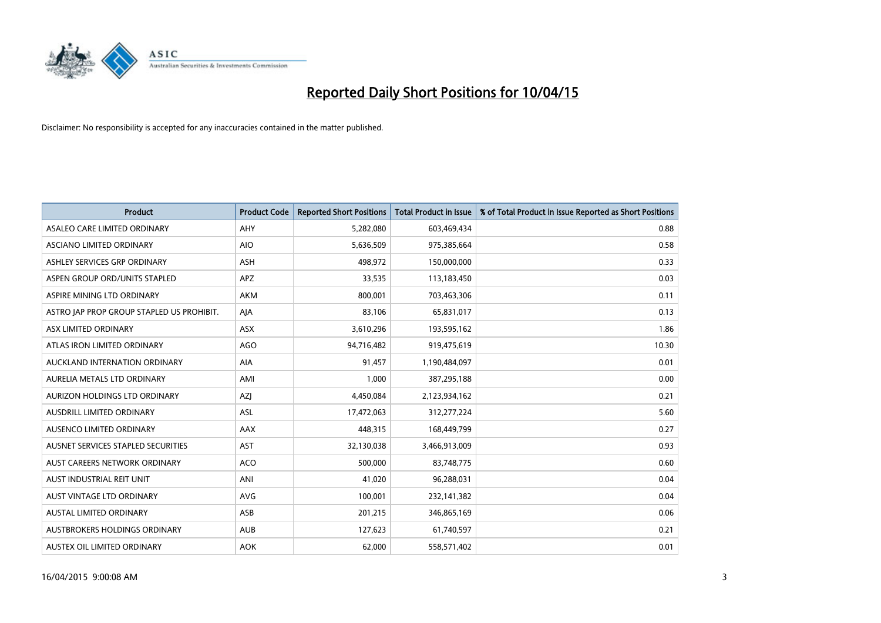# Reported Daily Short Positions for 10/04/15

Disclaimer: No responsibility is accepted for any inaccuracies contained in the matter published.

| Product | Product Code | Reported Short Positions | Total Product in Issue | % of Total Product in Issue Reported as Short Positions |
|---|---|---|---|---|
| ASALEO CARE LIMITED ORDINARY | AHY | 5,282,080 | 603,469,434 | 0.88 |
| ASCIANO LIMITED ORDINARY | AIO | 5,636,509 | 975,385,664 | 0.58 |
| ASHLEY SERVICES GRP ORDINARY | ASH | 498,972 | 150,000,000 | 0.33 |
| ASPEN GROUP ORD/UNITS STAPLED | APZ | 33,535 | 113,183,450 | 0.03 |
| ASPIRE MINING LTD ORDINARY | AKM | 800,001 | 703,463,306 | 0.11 |
| ASTRO JAP PROP GROUP STAPLED US PROHIBIT. | AJA | 83,106 | 65,831,017 | 0.13 |
| ASX LIMITED ORDINARY | ASX | 3,610,296 | 193,595,162 | 1.86 |
| ATLAS IRON LIMITED ORDINARY | AGO | 94,716,482 | 919,475,619 | 10.30 |
| AUCKLAND INTERNATION ORDINARY | AIA | 91,457 | 1,190,484,097 | 0.01 |
| AURELIA METALS LTD ORDINARY | AMI | 1,000 | 387,295,188 | 0.00 |
| AURIZON HOLDINGS LTD ORDINARY | AZJ | 4,450,084 | 2,123,934,162 | 0.21 |
| AUSDRILL LIMITED ORDINARY | ASL | 17,472,063 | 312,277,224 | 5.60 |
| AUSENCO LIMITED ORDINARY | AAX | 448,315 | 168,449,799 | 0.27 |
| AUSNET SERVICES STAPLED SECURITIES | AST | 32,130,038 | 3,466,913,009 | 0.93 |
| AUST CAREERS NETWORK ORDINARY | ACO | 500,000 | 83,748,775 | 0.60 |
| AUST INDUSTRIAL REIT UNIT | ANI | 41,020 | 96,288,031 | 0.04 |
| AUST VINTAGE LTD ORDINARY | AVG | 100,001 | 232,141,382 | 0.04 |
| AUSTAL LIMITED ORDINARY | ASB | 201,215 | 346,865,169 | 0.06 |
| AUSTBROKERS HOLDINGS ORDINARY | AUB | 127,623 | 61,740,597 | 0.21 |
| AUSTEX OIL LIMITED ORDINARY | AOK | 62,000 | 558,571,402 | 0.01 |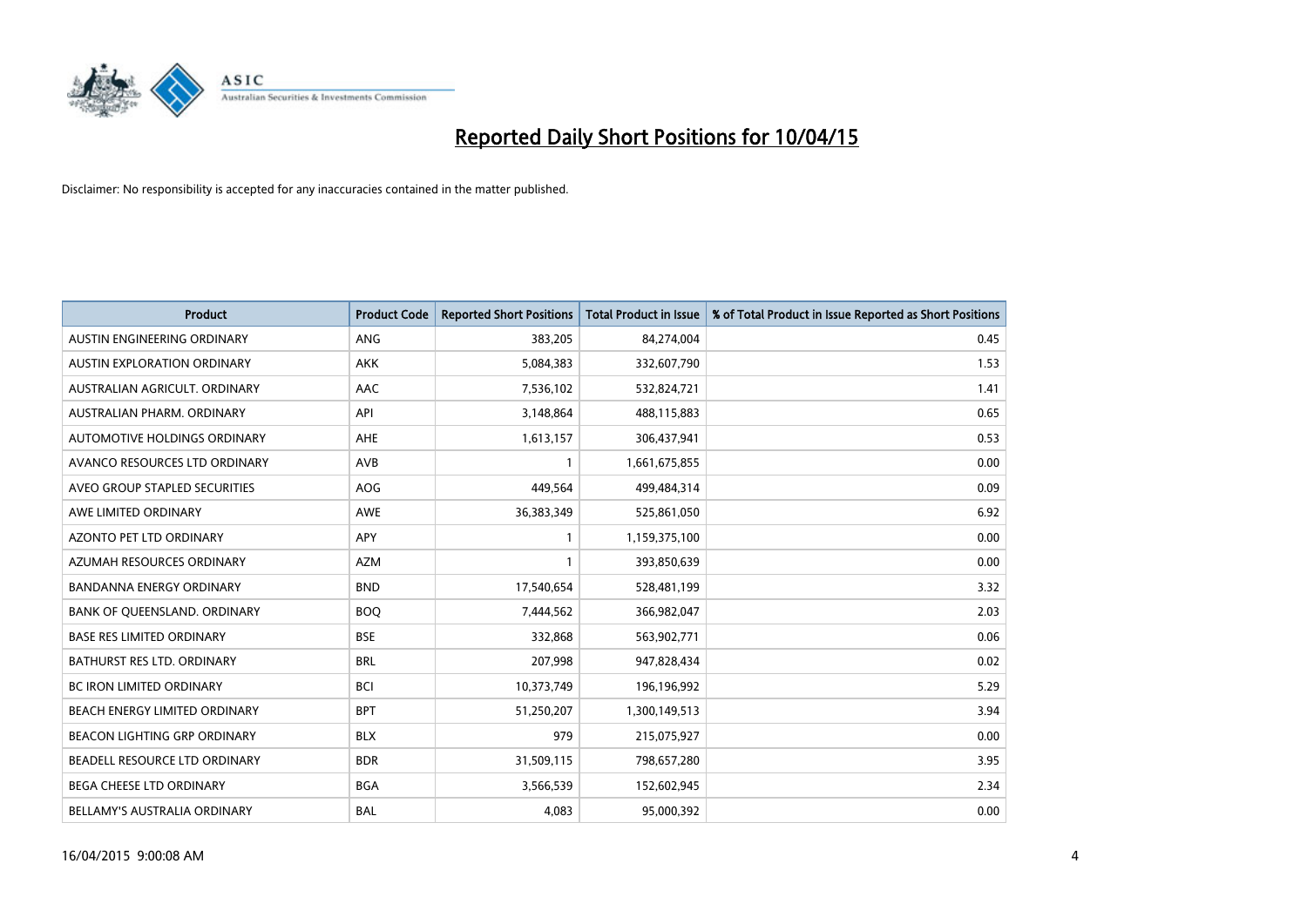# Reported Daily Short Positions for 10/04/15

Disclaimer: No responsibility is accepted for any inaccuracies contained in the matter published.

| Product | Product Code | Reported Short Positions | Total Product in Issue | % of Total Product in Issue Reported as Short Positions |
|---|---|---|---|---|
| AUSTIN ENGINEERING ORDINARY | ANG | 383,205 | 84,274,004 | 0.45 |
| AUSTIN EXPLORATION ORDINARY | AKK | 5,084,383 | 332,607,790 | 1.53 |
| AUSTRALIAN AGRICULT. ORDINARY | AAC | 7,536,102 | 532,824,721 | 1.41 |
| AUSTRALIAN PHARM. ORDINARY | API | 3,148,864 | 488,115,883 | 0.65 |
| AUTOMOTIVE HOLDINGS ORDINARY | AHE | 1,613,157 | 306,437,941 | 0.53 |
| AVANCO RESOURCES LTD ORDINARY | AVB | 1 | 1,661,675,855 | 0.00 |
| AVEO GROUP STAPLED SECURITIES | AOG | 449,564 | 499,484,314 | 0.09 |
| AWE LIMITED ORDINARY | AWE | 36,383,349 | 525,861,050 | 6.92 |
| AZONTO PET LTD ORDINARY | APY | 1 | 1,159,375,100 | 0.00 |
| AZUMAH RESOURCES ORDINARY | AZM | 1 | 393,850,639 | 0.00 |
| BANDANNA ENERGY ORDINARY | BND | 17,540,654 | 528,481,199 | 3.32 |
| BANK OF QUEENSLAND. ORDINARY | BOQ | 7,444,562 | 366,982,047 | 2.03 |
| BASE RES LIMITED ORDINARY | BSE | 332,868 | 563,902,771 | 0.06 |
| BATHURST RES LTD. ORDINARY | BRL | 207,998 | 947,828,434 | 0.02 |
| BC IRON LIMITED ORDINARY | BCI | 10,373,749 | 196,196,992 | 5.29 |
| BEACH ENERGY LIMITED ORDINARY | BPT | 51,250,207 | 1,300,149,513 | 3.94 |
| BEACON LIGHTING GRP ORDINARY | BLX | 979 | 215,075,927 | 0.00 |
| BEADELL RESOURCE LTD ORDINARY | BDR | 31,509,115 | 798,657,280 | 3.95 |
| BEGA CHEESE LTD ORDINARY | BGA | 3,566,539 | 152,602,945 | 2.34 |
| BELLAMY'S AUSTRALIA ORDINARY | BAL | 4,083 | 95,000,392 | 0.00 |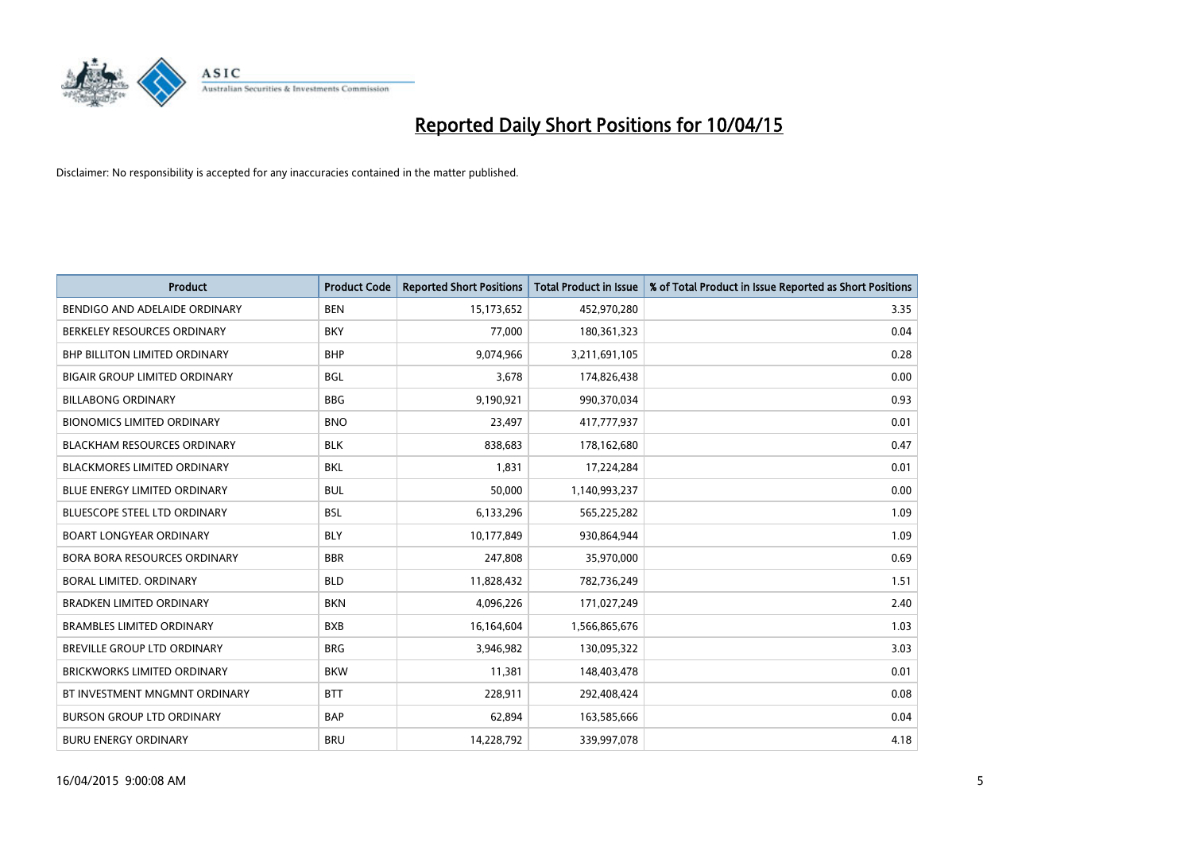# Reported Daily Short Positions for 10/04/15

Disclaimer: No responsibility is accepted for any inaccuracies contained in the matter published.

| Product | Product Code | Reported Short Positions | Total Product in Issue | % of Total Product in Issue Reported as Short Positions |
|---|---|---|---|---|
| BENDIGO AND ADELAIDE ORDINARY | BEN | 15,173,652 | 452,970,280 | 3.35 |
| BERKELEY RESOURCES ORDINARY | BKY | 77,000 | 180,361,323 | 0.04 |
| BHP BILLITON LIMITED ORDINARY | BHP | 9,074,966 | 3,211,691,105 | 0.28 |
| BIGAIR GROUP LIMITED ORDINARY | BGL | 3,678 | 174,826,438 | 0.00 |
| BILLABONG ORDINARY | BBG | 9,190,921 | 990,370,034 | 0.93 |
| BIONOMICS LIMITED ORDINARY | BNO | 23,497 | 417,777,937 | 0.01 |
| BLACKHAM RESOURCES ORDINARY | BLK | 838,683 | 178,162,680 | 0.47 |
| BLACKMORES LIMITED ORDINARY | BKL | 1,831 | 17,224,284 | 0.01 |
| BLUE ENERGY LIMITED ORDINARY | BUL | 50,000 | 1,140,993,237 | 0.00 |
| BLUESCOPE STEEL LTD ORDINARY | BSL | 6,133,296 | 565,225,282 | 1.09 |
| BOART LONGYEAR ORDINARY | BLY | 10,177,849 | 930,864,944 | 1.09 |
| BORA BORA RESOURCES ORDINARY | BBR | 247,808 | 35,970,000 | 0.69 |
| BORAL LIMITED. ORDINARY | BLD | 11,828,432 | 782,736,249 | 1.51 |
| BRADKEN LIMITED ORDINARY | BKN | 4,096,226 | 171,027,249 | 2.40 |
| BRAMBLES LIMITED ORDINARY | BXB | 16,164,604 | 1,566,865,676 | 1.03 |
| BREVILLE GROUP LTD ORDINARY | BRG | 3,946,982 | 130,095,322 | 3.03 |
| BRICKWORKS LIMITED ORDINARY | BKW | 11,381 | 148,403,478 | 0.01 |
| BT INVESTMENT MNGMNT ORDINARY | BTT | 228,911 | 292,408,424 | 0.08 |
| BURSON GROUP LTD ORDINARY | BAP | 62,894 | 163,585,666 | 0.04 |
| BURU ENERGY ORDINARY | BRU | 14,228,792 | 339,997,078 | 4.18 |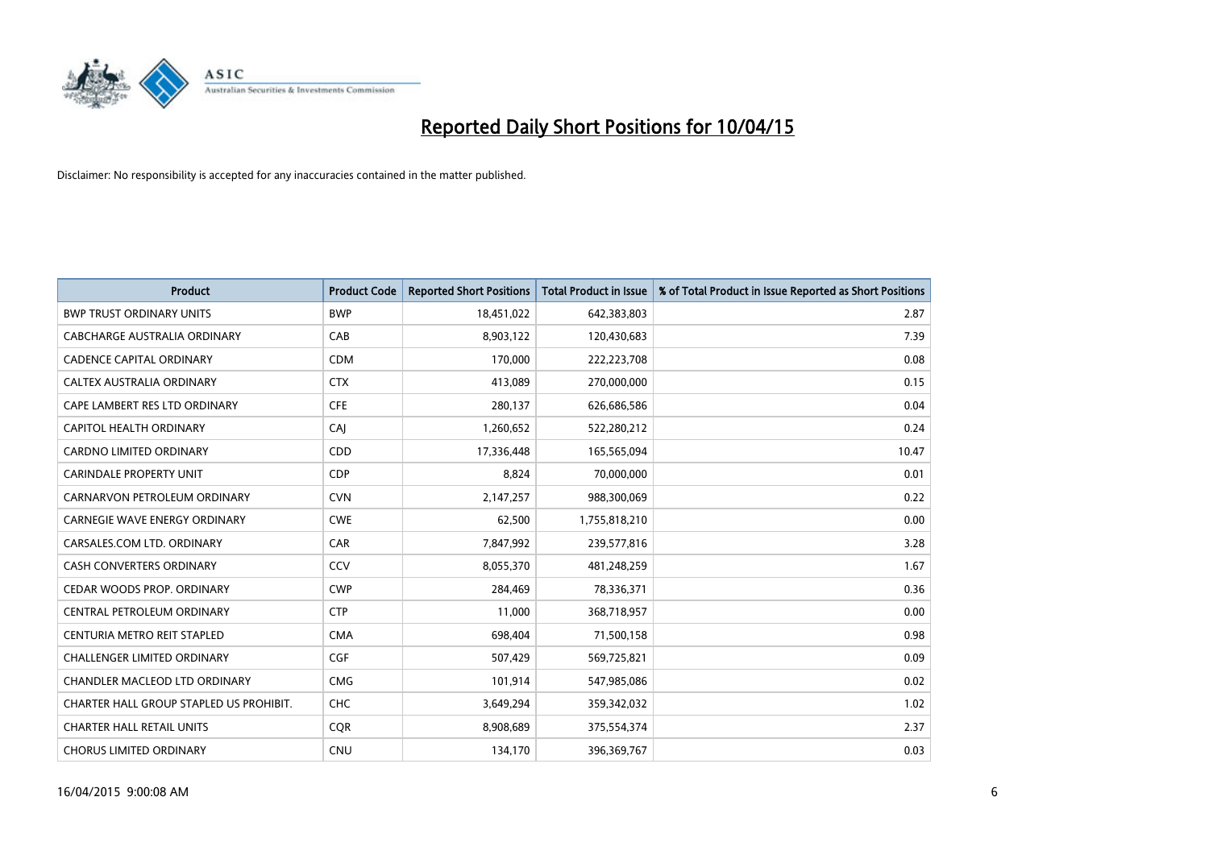# Reported Daily Short Positions for 10/04/15

Disclaimer: No responsibility is accepted for any inaccuracies contained in the matter published.

| Product | Product Code | Reported Short Positions | Total Product in Issue | % of Total Product in Issue Reported as Short Positions |
|---|---|---|---|---|
| BWP TRUST ORDINARY UNITS | BWP | 18,451,022 | 642,383,803 | 2.87 |
| CABCHARGE AUSTRALIA ORDINARY | CAB | 8,903,122 | 120,430,683 | 7.39 |
| CADENCE CAPITAL ORDINARY | CDM | 170,000 | 222,223,708 | 0.08 |
| CALTEX AUSTRALIA ORDINARY | CTX | 413,089 | 270,000,000 | 0.15 |
| CAPE LAMBERT RES LTD ORDINARY | CFE | 280,137 | 626,686,586 | 0.04 |
| CAPITOL HEALTH ORDINARY | CAJ | 1,260,652 | 522,280,212 | 0.24 |
| CARDNO LIMITED ORDINARY | CDD | 17,336,448 | 165,565,094 | 10.47 |
| CARINDALE PROPERTY UNIT | CDP | 8,824 | 70,000,000 | 0.01 |
| CARNARVON PETROLEUM ORDINARY | CVN | 2,147,257 | 988,300,069 | 0.22 |
| CARNEGIE WAVE ENERGY ORDINARY | CWE | 62,500 | 1,755,818,210 | 0.00 |
| CARSALES.COM LTD. ORDINARY | CAR | 7,847,992 | 239,577,816 | 3.28 |
| CASH CONVERTERS ORDINARY | CCV | 8,055,370 | 481,248,259 | 1.67 |
| CEDAR WOODS PROP. ORDINARY | CWP | 284,469 | 78,336,371 | 0.36 |
| CENTRAL PETROLEUM ORDINARY | CTP | 11,000 | 368,718,957 | 0.00 |
| CENTURIA METRO REIT STAPLED | CMA | 698,404 | 71,500,158 | 0.98 |
| CHALLENGER LIMITED ORDINARY | CGF | 507,429 | 569,725,821 | 0.09 |
| CHANDLER MACLEOD LTD ORDINARY | CMG | 101,914 | 547,985,086 | 0.02 |
| CHARTER HALL GROUP STAPLED US PROHIBIT. | CHC | 3,649,294 | 359,342,032 | 1.02 |
| CHARTER HALL RETAIL UNITS | CQR | 8,908,689 | 375,554,374 | 2.37 |
| CHORUS LIMITED ORDINARY | CNU | 134,170 | 396,369,767 | 0.03 |

16/04/2015 9:00:08 AM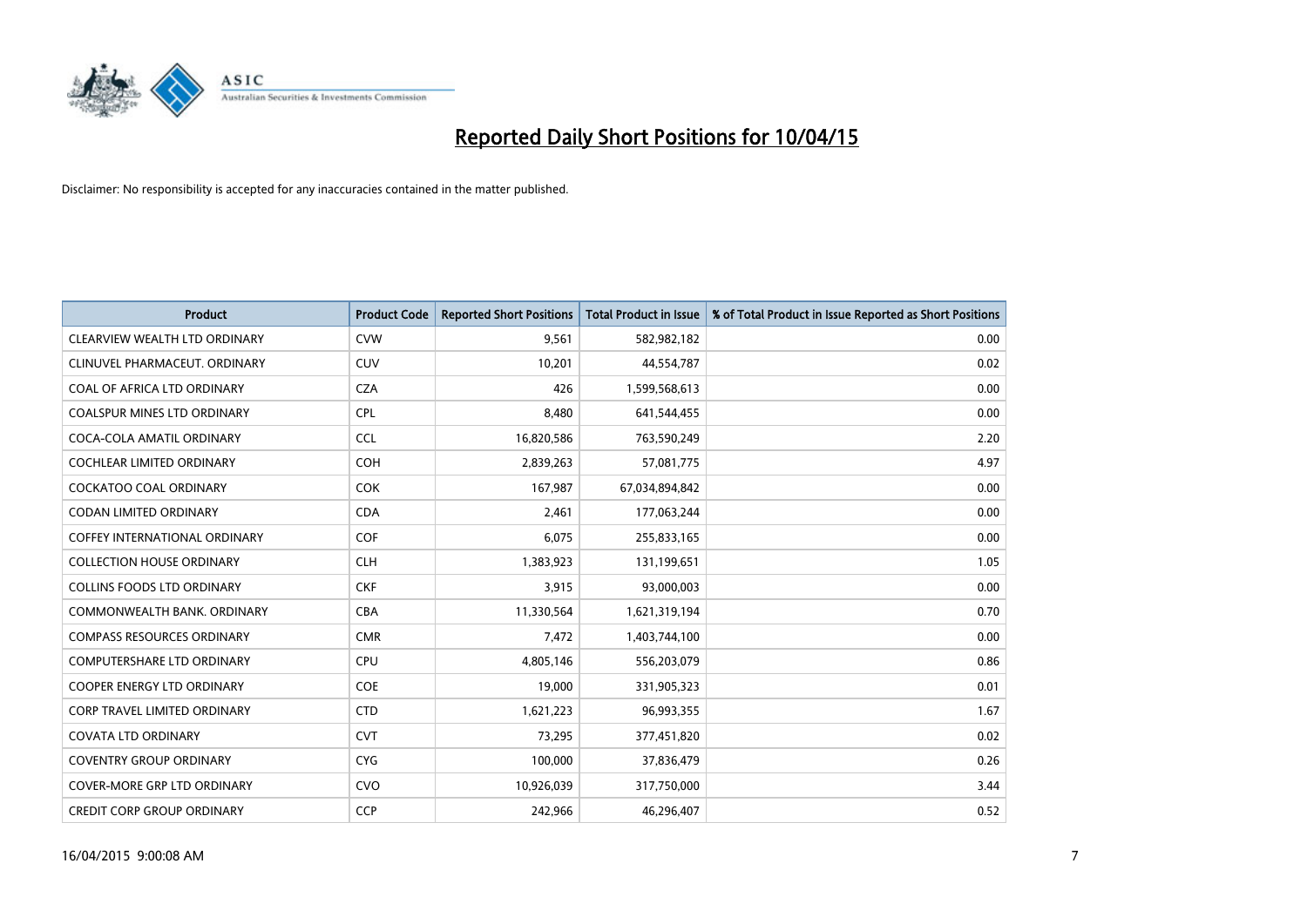# Reported Daily Short Positions for 10/04/15

Disclaimer: No responsibility is accepted for any inaccuracies contained in the matter published.

| Product | Product Code | Reported Short Positions | Total Product in Issue | % of Total Product in Issue Reported as Short Positions |
| --- | --- | --- | --- | --- |
| CLEARVIEW WEALTH LTD ORDINARY | CVW | 9,561 | 582,982,182 | 0.00 |
| CLINUVEL PHARMACEUT. ORDINARY | CUV | 10,201 | 44,554,787 | 0.02 |
| COAL OF AFRICA LTD ORDINARY | CZA | 426 | 1,599,568,613 | 0.00 |
| COALSPUR MINES LTD ORDINARY | CPL | 8,480 | 641,544,455 | 0.00 |
| COCA-COLA AMATIL ORDINARY | CCL | 16,820,586 | 763,590,249 | 2.20 |
| COCHLEAR LIMITED ORDINARY | COH | 2,839,263 | 57,081,775 | 4.97 |
| COCKATOO COAL ORDINARY | COK | 167,987 | 67,034,894,842 | 0.00 |
| CODAN LIMITED ORDINARY | CDA | 2,461 | 177,063,244 | 0.00 |
| COFFEY INTERNATIONAL ORDINARY | COF | 6,075 | 255,833,165 | 0.00 |
| COLLECTION HOUSE ORDINARY | CLH | 1,383,923 | 131,199,651 | 1.05 |
| COLLINS FOODS LTD ORDINARY | CKF | 3,915 | 93,000,003 | 0.00 |
| COMMONWEALTH BANK. ORDINARY | CBA | 11,330,564 | 1,621,319,194 | 0.70 |
| COMPASS RESOURCES ORDINARY | CMR | 7,472 | 1,403,744,100 | 0.00 |
| COMPUTERSHARE LTD ORDINARY | CPU | 4,805,146 | 556,203,079 | 0.86 |
| COOPER ENERGY LTD ORDINARY | COE | 19,000 | 331,905,323 | 0.01 |
| CORP TRAVEL LIMITED ORDINARY | CTD | 1,621,223 | 96,993,355 | 1.67 |
| COVATA LTD ORDINARY | CVT | 73,295 | 377,451,820 | 0.02 |
| COVENTRY GROUP ORDINARY | CYG | 100,000 | 37,836,479 | 0.26 |
| COVER-MORE GRP LTD ORDINARY | CVO | 10,926,039 | 317,750,000 | 3.44 |
| CREDIT CORP GROUP ORDINARY | CCP | 242,966 | 46,296,407 | 0.52 |

16/04/2015 9:00:08 AM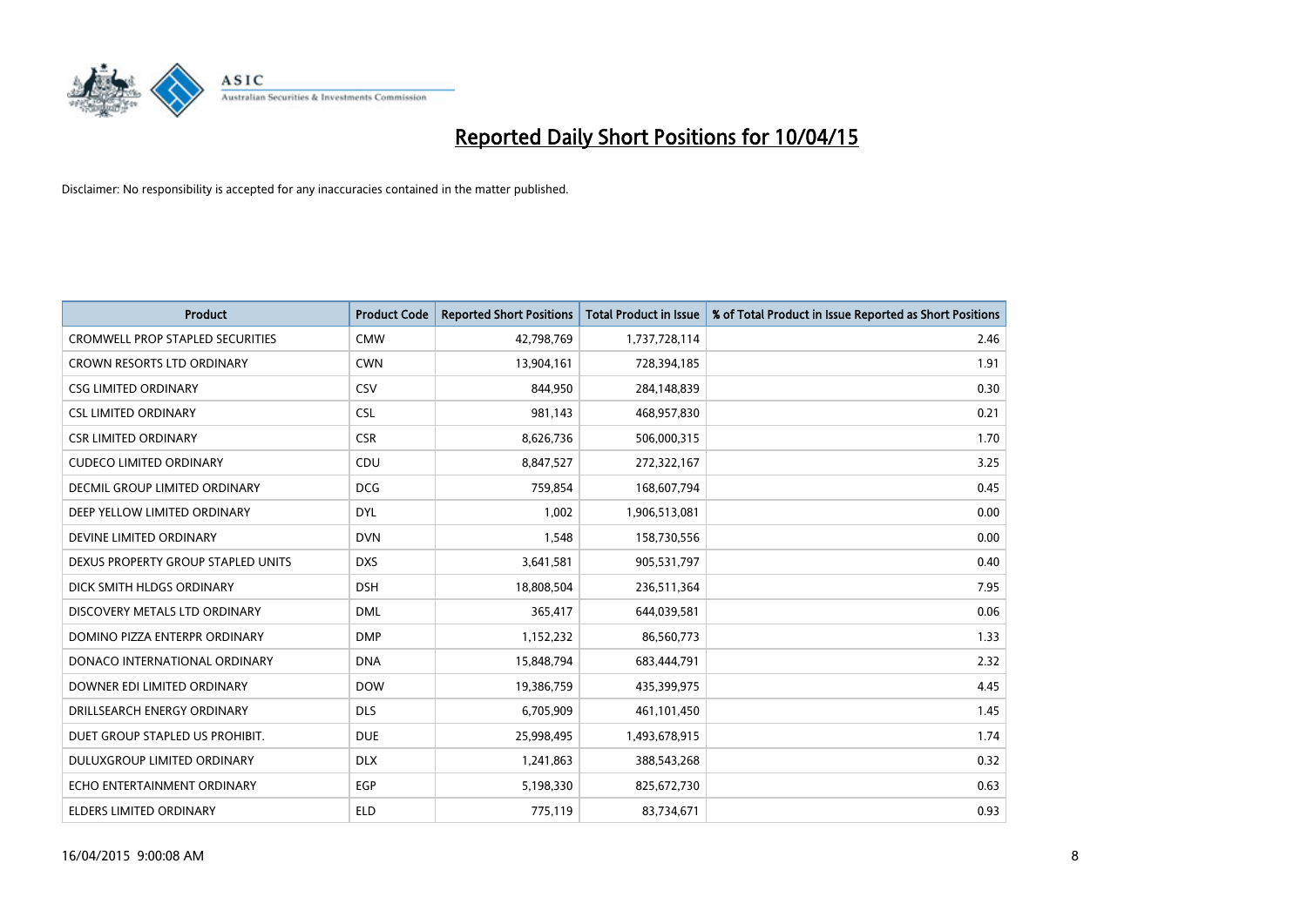# Reported Daily Short Positions for 10/04/15

Disclaimer: No responsibility is accepted for any inaccuracies contained in the matter published.

| Product | Product Code | Reported Short Positions | Total Product in Issue | % of Total Product in Issue Reported as Short Positions |
|---|---|---|---|---|
| CROMWELL PROP STAPLED SECURITIES | CMW | 42,798,769 | 1,737,728,114 | 2.46 |
| CROWN RESORTS LTD ORDINARY | CWN | 13,904,161 | 728,394,185 | 1.91 |
| CSG LIMITED ORDINARY | CSV | 844,950 | 284,148,839 | 0.30 |
| CSL LIMITED ORDINARY | CSL | 981,143 | 468,957,830 | 0.21 |
| CSR LIMITED ORDINARY | CSR | 8,626,736 | 506,000,315 | 1.70 |
| CUDECO LIMITED ORDINARY | CDU | 8,847,527 | 272,322,167 | 3.25 |
| DECMIL GROUP LIMITED ORDINARY | DCG | 759,854 | 168,607,794 | 0.45 |
| DEEP YELLOW LIMITED ORDINARY | DYL | 1,002 | 1,906,513,081 | 0.00 |
| DEVINE LIMITED ORDINARY | DVN | 1,548 | 158,730,556 | 0.00 |
| DEXUS PROPERTY GROUP STAPLED UNITS | DXS | 3,641,581 | 905,531,797 | 0.40 |
| DICK SMITH HLDGS ORDINARY | DSH | 18,808,504 | 236,511,364 | 7.95 |
| DISCOVERY METALS LTD ORDINARY | DML | 365,417 | 644,039,581 | 0.06 |
| DOMINO PIZZA ENTERPR ORDINARY | DMP | 1,152,232 | 86,560,773 | 1.33 |
| DONACO INTERNATIONAL ORDINARY | DNA | 15,848,794 | 683,444,791 | 2.32 |
| DOWNER EDI LIMITED ORDINARY | DOW | 19,386,759 | 435,399,975 | 4.45 |
| DRILLSEARCH ENERGY ORDINARY | DLS | 6,705,909 | 461,101,450 | 1.45 |
| DUET GROUP STAPLED US PROHIBIT. | DUE | 25,998,495 | 1,493,678,915 | 1.74 |
| DULUXGROUP LIMITED ORDINARY | DLX | 1,241,863 | 388,543,268 | 0.32 |
| ECHO ENTERTAINMENT ORDINARY | EGP | 5,198,330 | 825,672,730 | 0.63 |
| ELDERS LIMITED ORDINARY | ELD | 775,119 | 83,734,671 | 0.93 |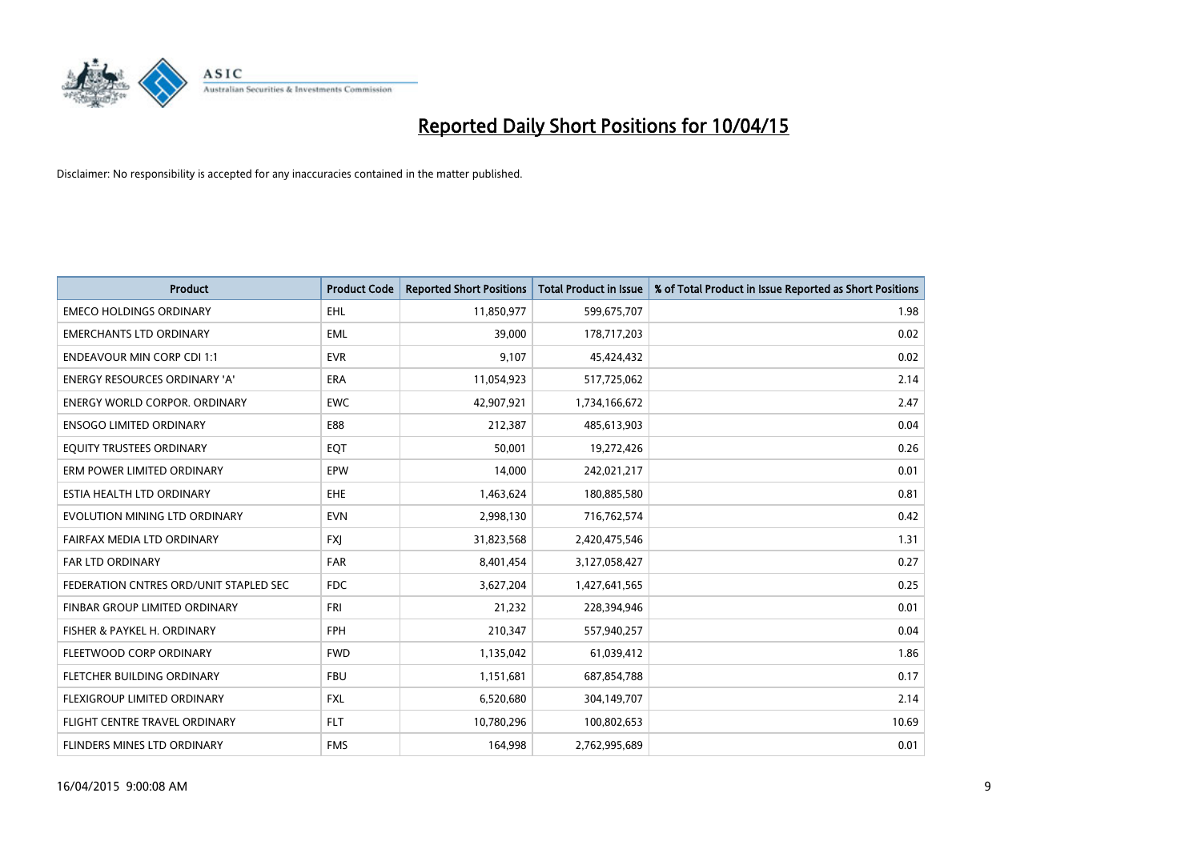# Reported Daily Short Positions for 10/04/15

Disclaimer: No responsibility is accepted for any inaccuracies contained in the matter published.

| Product | Product Code | Reported Short Positions | Total Product in Issue | % of Total Product in Issue Reported as Short Positions |
| --- | --- | --- | --- | --- |
| EMECO HOLDINGS ORDINARY | EHL | 11,850,977 | 599,675,707 | 1.98 |
| EMERCHANTS LTD ORDINARY | EML | 39,000 | 178,717,203 | 0.02 |
| ENDEAVOUR MIN CORP CDI 1:1 | EVR | 9,107 | 45,424,432 | 0.02 |
| ENERGY RESOURCES ORDINARY 'A' | ERA | 11,054,923 | 517,725,062 | 2.14 |
| ENERGY WORLD CORPOR. ORDINARY | EWC | 42,907,921 | 1,734,166,672 | 2.47 |
| ENSOGO LIMITED ORDINARY | E88 | 212,387 | 485,613,903 | 0.04 |
| EQUITY TRUSTEES ORDINARY | EQT | 50,001 | 19,272,426 | 0.26 |
| ERM POWER LIMITED ORDINARY | EPW | 14,000 | 242,021,217 | 0.01 |
| ESTIA HEALTH LTD ORDINARY | EHE | 1,463,624 | 180,885,580 | 0.81 |
| EVOLUTION MINING LTD ORDINARY | EVN | 2,998,130 | 716,762,574 | 0.42 |
| FAIRFAX MEDIA LTD ORDINARY | FXJ | 31,823,568 | 2,420,475,546 | 1.31 |
| FAR LTD ORDINARY | FAR | 8,401,454 | 3,127,058,427 | 0.27 |
| FEDERATION CNTRES ORD/UNIT STAPLED SEC | FDC | 3,627,204 | 1,427,641,565 | 0.25 |
| FINBAR GROUP LIMITED ORDINARY | FRI | 21,232 | 228,394,946 | 0.01 |
| FISHER & PAYKEL H. ORDINARY | FPH | 210,347 | 557,940,257 | 0.04 |
| FLEETWOOD CORP ORDINARY | FWD | 1,135,042 | 61,039,412 | 1.86 |
| FLETCHER BUILDING ORDINARY | FBU | 1,151,681 | 687,854,788 | 0.17 |
| FLEXIGROUP LIMITED ORDINARY | FXL | 6,520,680 | 304,149,707 | 2.14 |
| FLIGHT CENTRE TRAVEL ORDINARY | FLT | 10,780,296 | 100,802,653 | 10.69 |
| FLINDERS MINES LTD ORDINARY | FMS | 164,998 | 2,762,995,689 | 0.01 |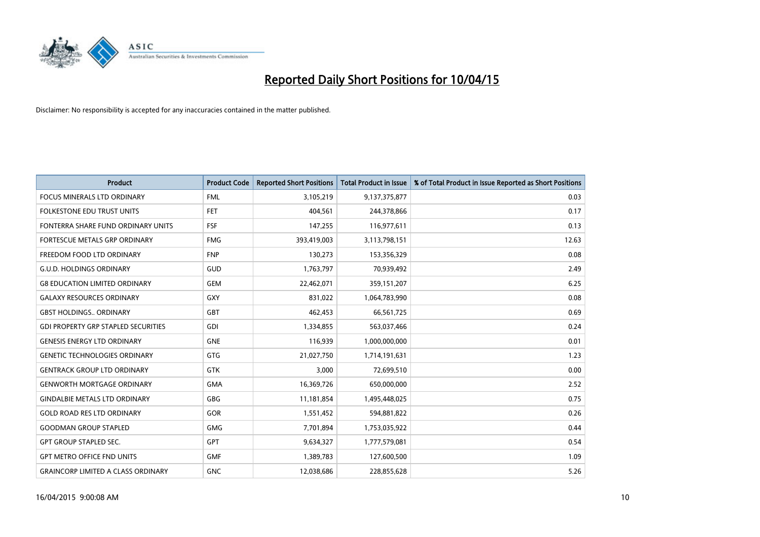# Reported Daily Short Positions for 10/04/15

Disclaimer: No responsibility is accepted for any inaccuracies contained in the matter published.

| Product | Product Code | Reported Short Positions | Total Product in Issue | % of Total Product in Issue Reported as Short Positions |
|---|---|---|---|---|
| FOCUS MINERALS LTD ORDINARY | FML | 3,105,219 | 9,137,375,877 | 0.03 |
| FOLKESTONE EDU TRUST UNITS | FET | 404,561 | 244,378,866 | 0.17 |
| FONTERRA SHARE FUND ORDINARY UNITS | FSF | 147,255 | 116,977,611 | 0.13 |
| FORTESCUE METALS GRP ORDINARY | FMG | 393,419,003 | 3,113,798,151 | 12.63 |
| FREEDOM FOOD LTD ORDINARY | FNP | 130,273 | 153,356,329 | 0.08 |
| G.U.D. HOLDINGS ORDINARY | GUD | 1,763,797 | 70,939,492 | 2.49 |
| G8 EDUCATION LIMITED ORDINARY | GEM | 22,462,071 | 359,151,207 | 6.25 |
| GALAXY RESOURCES ORDINARY | GXY | 831,022 | 1,064,783,990 | 0.08 |
| GBST HOLDINGS.. ORDINARY | GBT | 462,453 | 66,561,725 | 0.69 |
| GDI PROPERTY GRP STAPLED SECURITIES | GDI | 1,334,855 | 563,037,466 | 0.24 |
| GENESIS ENERGY LTD ORDINARY | GNE | 116,939 | 1,000,000,000 | 0.01 |
| GENETIC TECHNOLOGIES ORDINARY | GTG | 21,027,750 | 1,714,191,631 | 1.23 |
| GENTRACK GROUP LTD ORDINARY | GTK | 3,000 | 72,699,510 | 0.00 |
| GENWORTH MORTGAGE ORDINARY | GMA | 16,369,726 | 650,000,000 | 2.52 |
| GINDALBIE METALS LTD ORDINARY | GBG | 11,181,854 | 1,495,448,025 | 0.75 |
| GOLD ROAD RES LTD ORDINARY | GOR | 1,551,452 | 594,881,822 | 0.26 |
| GOODMAN GROUP STAPLED | GMG | 7,701,894 | 1,753,035,922 | 0.44 |
| GPT GROUP STAPLED SEC. | GPT | 9,634,327 | 1,777,579,081 | 0.54 |
| GPT METRO OFFICE FND UNITS | GMF | 1,389,783 | 127,600,500 | 1.09 |
| GRAINCORP LIMITED A CLASS ORDINARY | GNC | 12,038,686 | 228,855,628 | 5.26 |

16/04/2015 9:00:08 AM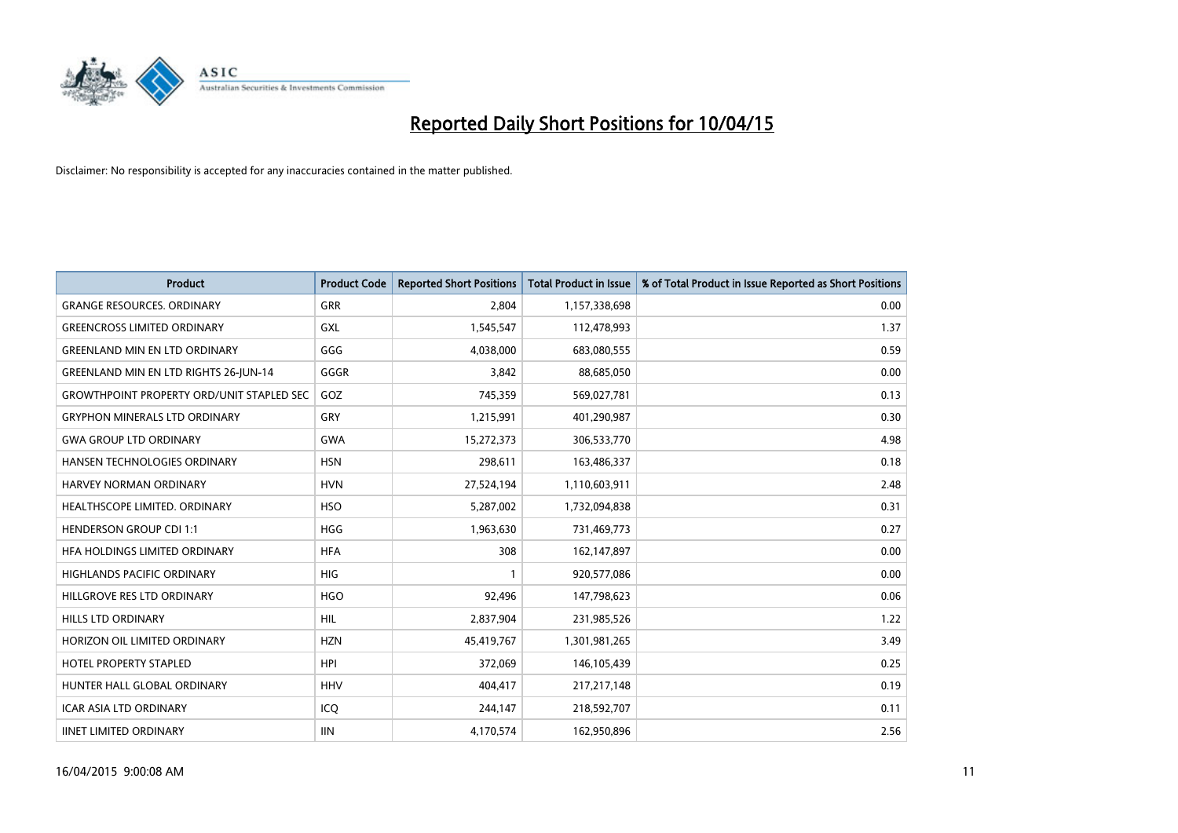# Reported Daily Short Positions for 10/04/15

Disclaimer: No responsibility is accepted for any inaccuracies contained in the matter published.

| Product | Product Code | Reported Short Positions | Total Product in Issue | % of Total Product in Issue Reported as Short Positions |
|---|---|---|---|---|
| GRANGE RESOURCES. ORDINARY | GRR | 2,804 | 1,157,338,698 | 0.00 |
| GREENCROSS LIMITED ORDINARY | GXL | 1,545,547 | 112,478,993 | 1.37 |
| GREENLAND MIN EN LTD ORDINARY | GGG | 4,038,000 | 683,080,555 | 0.59 |
| GREENLAND MIN EN LTD RIGHTS 26-JUN-14 | GGGR | 3,842 | 88,685,050 | 0.00 |
| GROWTHPOINT PROPERTY ORD/UNIT STAPLED SEC | GOZ | 745,359 | 569,027,781 | 0.13 |
| GRYPHON MINERALS LTD ORDINARY | GRY | 1,215,991 | 401,290,987 | 0.30 |
| GWA GROUP LTD ORDINARY | GWA | 15,272,373 | 306,533,770 | 4.98 |
| HANSEN TECHNOLOGIES ORDINARY | HSN | 298,611 | 163,486,337 | 0.18 |
| HARVEY NORMAN ORDINARY | HVN | 27,524,194 | 1,110,603,911 | 2.48 |
| HEALTHSCOPE LIMITED. ORDINARY | HSO | 5,287,002 | 1,732,094,838 | 0.31 |
| HENDERSON GROUP CDI 1:1 | HGG | 1,963,630 | 731,469,773 | 0.27 |
| HFA HOLDINGS LIMITED ORDINARY | HFA | 308 | 162,147,897 | 0.00 |
| HIGHLANDS PACIFIC ORDINARY | HIG | 1 | 920,577,086 | 0.00 |
| HILLGROVE RES LTD ORDINARY | HGO | 92,496 | 147,798,623 | 0.06 |
| HILLS LTD ORDINARY | HIL | 2,837,904 | 231,985,526 | 1.22 |
| HORIZON OIL LIMITED ORDINARY | HZN | 45,419,767 | 1,301,981,265 | 3.49 |
| HOTEL PROPERTY STAPLED | HPI | 372,069 | 146,105,439 | 0.25 |
| HUNTER HALL GLOBAL ORDINARY | HHV | 404,417 | 217,217,148 | 0.19 |
| ICAR ASIA LTD ORDINARY | ICQ | 244,147 | 218,592,707 | 0.11 |
| IINET LIMITED ORDINARY | IIN | 4,170,574 | 162,950,896 | 2.56 |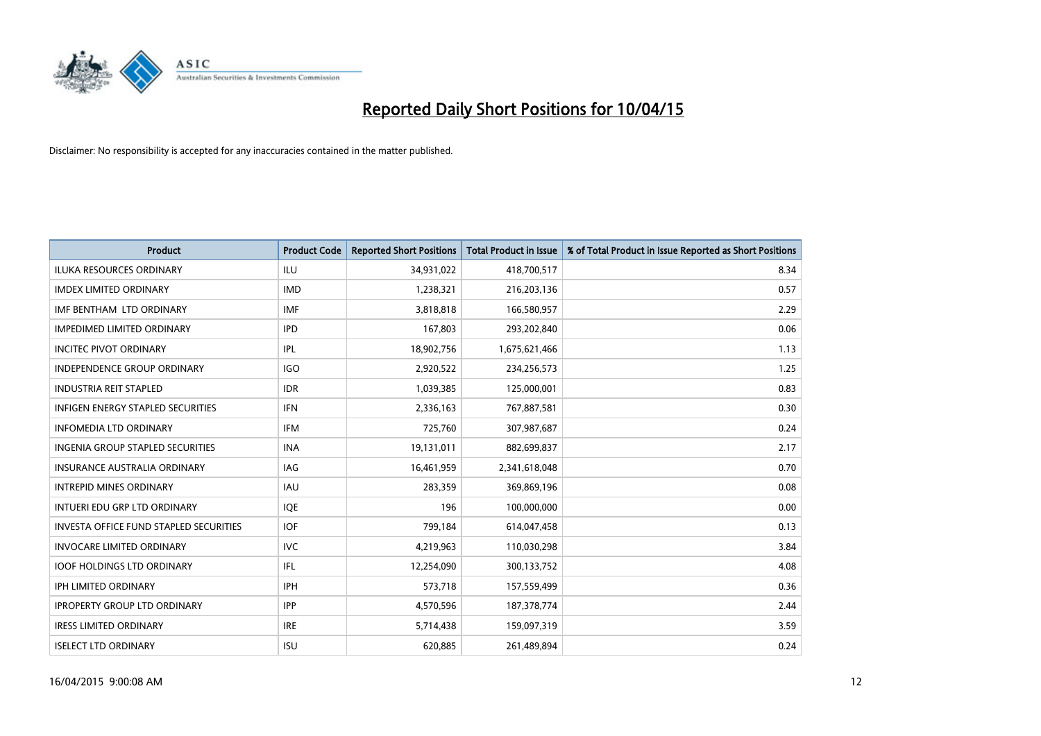# Reported Daily Short Positions for 10/04/15

Disclaimer: No responsibility is accepted for any inaccuracies contained in the matter published.

| Product | Product Code | Reported Short Positions | Total Product in Issue | % of Total Product in Issue Reported as Short Positions |
|---|---|---|---|---|
| ILUKA RESOURCES ORDINARY | ILU | 34,931,022 | 418,700,517 | 8.34 |
| IMDEX LIMITED ORDINARY | IMD | 1,238,321 | 216,203,136 | 0.57 |
| IMF BENTHAM LTD ORDINARY | IMF | 3,818,818 | 166,580,957 | 2.29 |
| IMPEDIMED LIMITED ORDINARY | IPD | 167,803 | 293,202,840 | 0.06 |
| INCITEC PIVOT ORDINARY | IPL | 18,902,756 | 1,675,621,466 | 1.13 |
| INDEPENDENCE GROUP ORDINARY | IGO | 2,920,522 | 234,256,573 | 1.25 |
| INDUSTRIA REIT STAPLED | IDR | 1,039,385 | 125,000,001 | 0.83 |
| INFIGEN ENERGY STAPLED SECURITIES | IFN | 2,336,163 | 767,887,581 | 0.30 |
| INFOMEDIA LTD ORDINARY | IFM | 725,760 | 307,987,687 | 0.24 |
| INGENIA GROUP STAPLED SECURITIES | INA | 19,131,011 | 882,699,837 | 2.17 |
| INSURANCE AUSTRALIA ORDINARY | IAG | 16,461,959 | 2,341,618,048 | 0.70 |
| INTREPID MINES ORDINARY | IAU | 283,359 | 369,869,196 | 0.08 |
| INTUERI EDU GRP LTD ORDINARY | IQE | 196 | 100,000,000 | 0.00 |
| INVESTA OFFICE FUND STAPLED SECURITIES | IOF | 799,184 | 614,047,458 | 0.13 |
| INVOCARE LIMITED ORDINARY | IVC | 4,219,963 | 110,030,298 | 3.84 |
| IOOF HOLDINGS LTD ORDINARY | IFL | 12,254,090 | 300,133,752 | 4.08 |
| IPH LIMITED ORDINARY | IPH | 573,718 | 157,559,499 | 0.36 |
| IPROPERTY GROUP LTD ORDINARY | IPP | 4,570,596 | 187,378,774 | 2.44 |
| IRESS LIMITED ORDINARY | IRE | 5,714,438 | 159,097,319 | 3.59 |
| ISELECT LTD ORDINARY | ISU | 620,885 | 261,489,894 | 0.24 |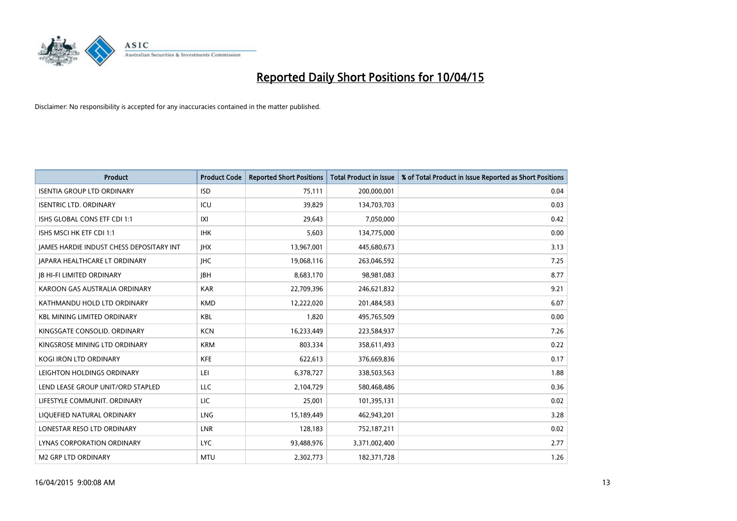# Reported Daily Short Positions for 10/04/15

Disclaimer: No responsibility is accepted for any inaccuracies contained in the matter published.

| Product | Product Code | Reported Short Positions | Total Product in Issue | % of Total Product in Issue Reported as Short Positions |
|---|---|---|---|---|
| ISENTIA GROUP LTD ORDINARY | ISD | 75,111 | 200,000,001 | 0.04 |
| ISENTRIC LTD. ORDINARY | ICU | 39,829 | 134,703,703 | 0.03 |
| ISHS GLOBAL CONS ETF CDI 1:1 | IXI | 29,643 | 7,050,000 | 0.42 |
| ISHS MSCI HK ETF CDI 1:1 | IHK | 5,603 | 134,775,000 | 0.00 |
| JAMES HARDIE INDUST CHESS DEPOSITARY INT | JHX | 13,967,001 | 445,680,673 | 3.13 |
| JAPARA HEALTHCARE LT ORDINARY | JHC | 19,068,116 | 263,046,592 | 7.25 |
| JB HI-FI LIMITED ORDINARY | JBH | 8,683,170 | 98,981,083 | 8.77 |
| KAROON GAS AUSTRALIA ORDINARY | KAR | 22,709,396 | 246,621,832 | 9.21 |
| KATHMANDU HOLD LTD ORDINARY | KMD | 12,222,020 | 201,484,583 | 6.07 |
| KBL MINING LIMITED ORDINARY | KBL | 1,820 | 495,765,509 | 0.00 |
| KINGSGATE CONSOLID. ORDINARY | KCN | 16,233,449 | 223,584,937 | 7.26 |
| KINGSROSE MINING LTD ORDINARY | KRM | 803,334 | 358,611,493 | 0.22 |
| KOGI IRON LTD ORDINARY | KFE | 622,613 | 376,669,836 | 0.17 |
| LEIGHTON HOLDINGS ORDINARY | LEI | 6,378,727 | 338,503,563 | 1.88 |
| LEND LEASE GROUP UNIT/ORD STAPLED | LLC | 2,104,729 | 580,468,486 | 0.36 |
| LIFESTYLE COMMUNIT. ORDINARY | LIC | 25,001 | 101,395,131 | 0.02 |
| LIQUEFIED NATURAL ORDINARY | LNG | 15,189,449 | 462,943,201 | 3.28 |
| LONESTAR RESO LTD ORDINARY | LNR | 128,183 | 752,187,211 | 0.02 |
| LYNAS CORPORATION ORDINARY | LYC | 93,488,976 | 3,371,002,400 | 2.77 |
| M2 GRP LTD ORDINARY | MTU | 2,302,773 | 182,371,728 | 1.26 |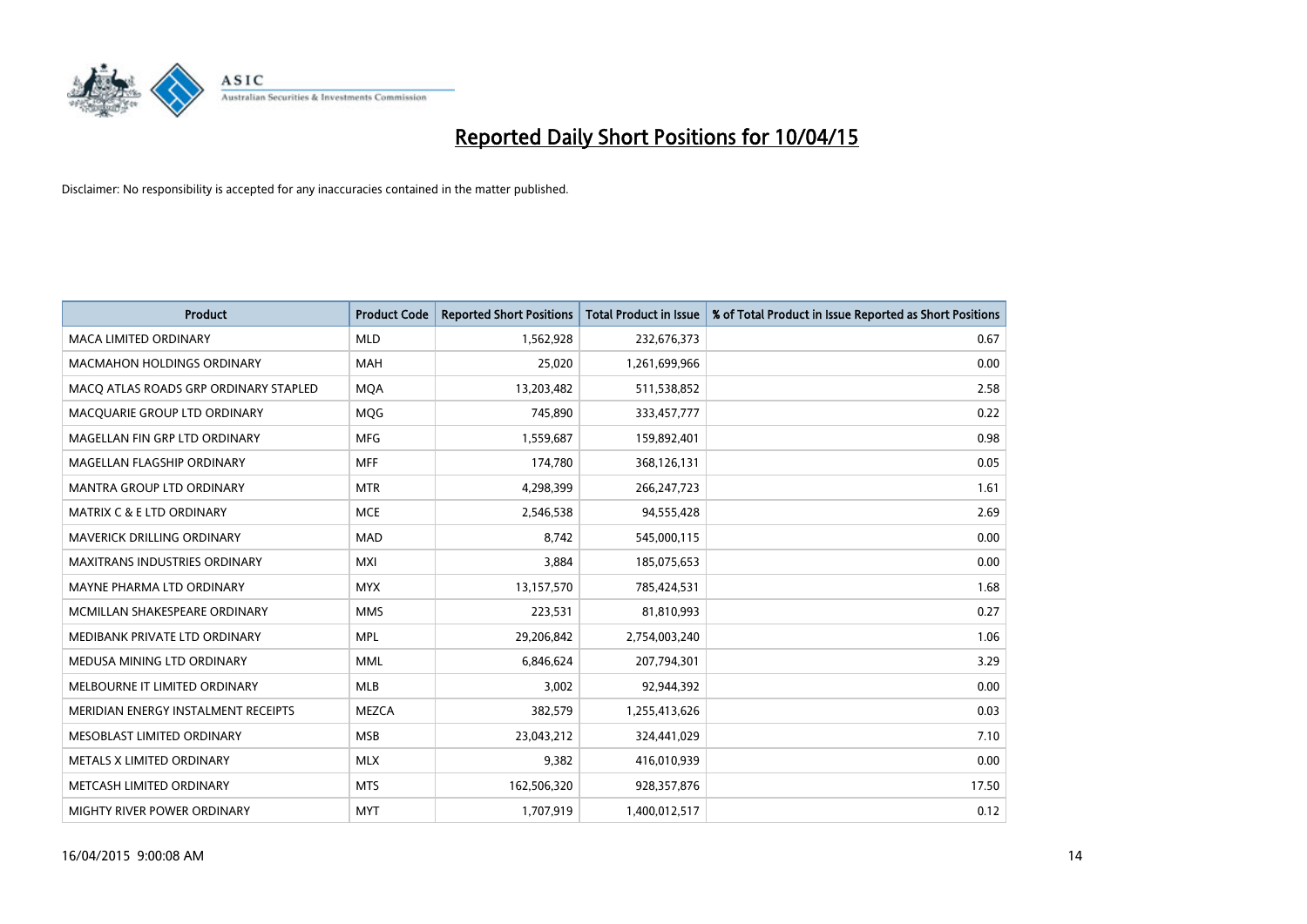# Reported Daily Short Positions for 10/04/15

Disclaimer: No responsibility is accepted for any inaccuracies contained in the matter published.

| Product | Product Code | Reported Short Positions | Total Product in Issue | % of Total Product in Issue Reported as Short Positions |
|---|---|---|---|---|
| MACA LIMITED ORDINARY | MLD | 1,562,928 | 232,676,373 | 0.67 |
| MACMAHON HOLDINGS ORDINARY | MAH | 25,020 | 1,261,699,966 | 0.00 |
| MACQ ATLAS ROADS GRP ORDINARY STAPLED | MQA | 13,203,482 | 511,538,852 | 2.58 |
| MACQUARIE GROUP LTD ORDINARY | MQG | 745,890 | 333,457,777 | 0.22 |
| MAGELLAN FIN GRP LTD ORDINARY | MFG | 1,559,687 | 159,892,401 | 0.98 |
| MAGELLAN FLAGSHIP ORDINARY | MFF | 174,780 | 368,126,131 | 0.05 |
| MANTRA GROUP LTD ORDINARY | MTR | 4,298,399 | 266,247,723 | 1.61 |
| MATRIX C & E LTD ORDINARY | MCE | 2,546,538 | 94,555,428 | 2.69 |
| MAVERICK DRILLING ORDINARY | MAD | 8,742 | 545,000,115 | 0.00 |
| MAXITRANS INDUSTRIES ORDINARY | MXI | 3,884 | 185,075,653 | 0.00 |
| MAYNE PHARMA LTD ORDINARY | MYX | 13,157,570 | 785,424,531 | 1.68 |
| MCMILLAN SHAKESPEARE ORDINARY | MMS | 223,531 | 81,810,993 | 0.27 |
| MEDIBANK PRIVATE LTD ORDINARY | MPL | 29,206,842 | 2,754,003,240 | 1.06 |
| MEDUSA MINING LTD ORDINARY | MML | 6,846,624 | 207,794,301 | 3.29 |
| MELBOURNE IT LIMITED ORDINARY | MLB | 3,002 | 92,944,392 | 0.00 |
| MERIDIAN ENERGY INSTALMENT RECEIPTS | MEZCA | 382,579 | 1,255,413,626 | 0.03 |
| MESOBLAST LIMITED ORDINARY | MSB | 23,043,212 | 324,441,029 | 7.10 |
| METALS X LIMITED ORDINARY | MLX | 9,382 | 416,010,939 | 0.00 |
| METCASH LIMITED ORDINARY | MTS | 162,506,320 | 928,357,876 | 17.50 |
| MIGHTY RIVER POWER ORDINARY | MYT | 1,707,919 | 1,400,012,517 | 0.12 |

16/04/2015 9:00:08 AM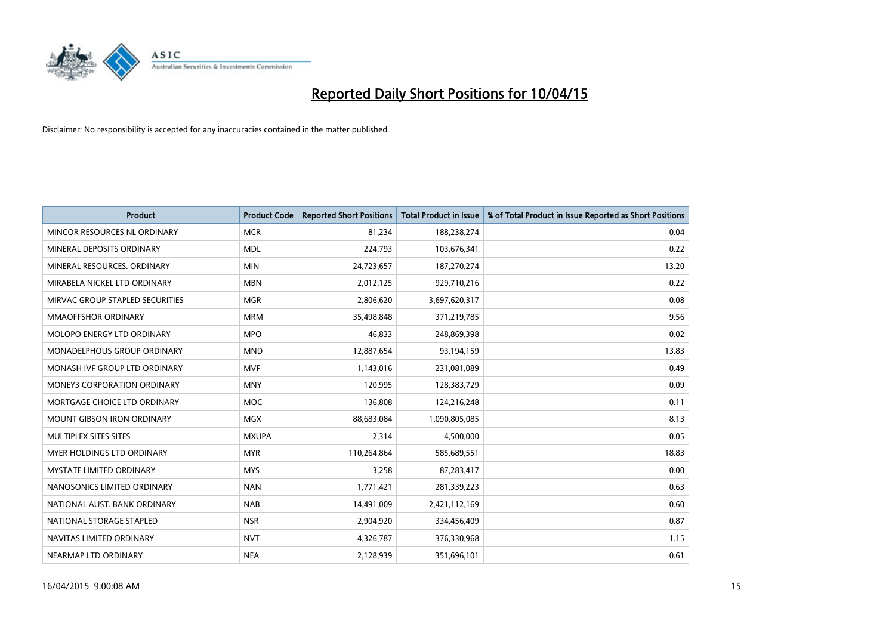# Reported Daily Short Positions for 10/04/15

Disclaimer: No responsibility is accepted for any inaccuracies contained in the matter published.

| Product | Product Code | Reported Short Positions | Total Product in Issue | % of Total Product in Issue Reported as Short Positions |
|---|---|---|---|---|
| MINCOR RESOURCES NL ORDINARY | MCR | 81,234 | 188,238,274 | 0.04 |
| MINERAL DEPOSITS ORDINARY | MDL | 224,793 | 103,676,341 | 0.22 |
| MINERAL RESOURCES. ORDINARY | MIN | 24,723,657 | 187,270,274 | 13.20 |
| MIRABELA NICKEL LTD ORDINARY | MBN | 2,012,125 | 929,710,216 | 0.22 |
| MIRVAC GROUP STAPLED SECURITIES | MGR | 2,806,620 | 3,697,620,317 | 0.08 |
| MMAOFFSHOR ORDINARY | MRM | 35,498,848 | 371,219,785 | 9.56 |
| MOLOPO ENERGY LTD ORDINARY | MPO | 46,833 | 248,869,398 | 0.02 |
| MONADELPHOUS GROUP ORDINARY | MND | 12,887,654 | 93,194,159 | 13.83 |
| MONASH IVF GROUP LTD ORDINARY | MVF | 1,143,016 | 231,081,089 | 0.49 |
| MONEY3 CORPORATION ORDINARY | MNY | 120,995 | 128,383,729 | 0.09 |
| MORTGAGE CHOICE LTD ORDINARY | MOC | 136,808 | 124,216,248 | 0.11 |
| MOUNT GIBSON IRON ORDINARY | MGX | 88,683,084 | 1,090,805,085 | 8.13 |
| MULTIPLEX SITES SITES | MXUPA | 2,314 | 4,500,000 | 0.05 |
| MYER HOLDINGS LTD ORDINARY | MYR | 110,264,864 | 585,689,551 | 18.83 |
| MYSTATE LIMITED ORDINARY | MYS | 3,258 | 87,283,417 | 0.00 |
| NANOSONICS LIMITED ORDINARY | NAN | 1,771,421 | 281,339,223 | 0.63 |
| NATIONAL AUST. BANK ORDINARY | NAB | 14,491,009 | 2,421,112,169 | 0.60 |
| NATIONAL STORAGE STAPLED | NSR | 2,904,920 | 334,456,409 | 0.87 |
| NAVITAS LIMITED ORDINARY | NVT | 4,326,787 | 376,330,968 | 1.15 |
| NEARMAP LTD ORDINARY | NEA | 2,128,939 | 351,696,101 | 0.61 |

16/04/2015 9:00:08 AM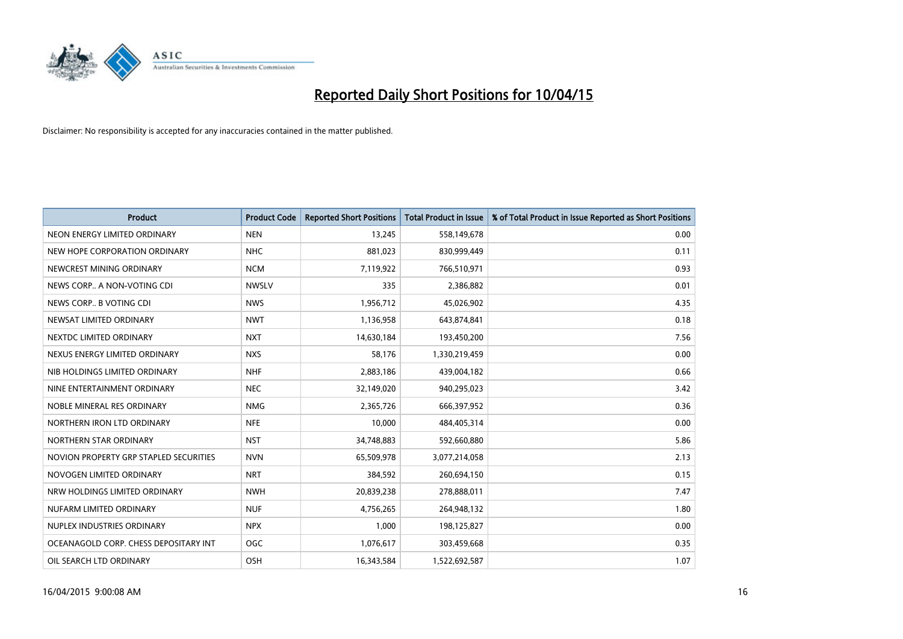# Reported Daily Short Positions for 10/04/15

Disclaimer: No responsibility is accepted for any inaccuracies contained in the matter published.

| Product | Product Code | Reported Short Positions | Total Product in Issue | % of Total Product in Issue Reported as Short Positions |
|---|---|---|---|---|
| NEON ENERGY LIMITED ORDINARY | NEN | 13,245 | 558,149,678 | 0.00 |
| NEW HOPE CORPORATION ORDINARY | NHC | 881,023 | 830,999,449 | 0.11 |
| NEWCREST MINING ORDINARY | NCM | 7,119,922 | 766,510,971 | 0.93 |
| NEWS CORP.. A NON-VOTING CDI | NWSLV | 335 | 2,386,882 | 0.01 |
| NEWS CORP.. B VOTING CDI | NWS | 1,956,712 | 45,026,902 | 4.35 |
| NEWSAT LIMITED ORDINARY | NWT | 1,136,958 | 643,874,841 | 0.18 |
| NEXTDC LIMITED ORDINARY | NXT | 14,630,184 | 193,450,200 | 7.56 |
| NEXUS ENERGY LIMITED ORDINARY | NXS | 58,176 | 1,330,219,459 | 0.00 |
| NIB HOLDINGS LIMITED ORDINARY | NHF | 2,883,186 | 439,004,182 | 0.66 |
| NINE ENTERTAINMENT ORDINARY | NEC | 32,149,020 | 940,295,023 | 3.42 |
| NOBLE MINERAL RES ORDINARY | NMG | 2,365,726 | 666,397,952 | 0.36 |
| NORTHERN IRON LTD ORDINARY | NFE | 10,000 | 484,405,314 | 0.00 |
| NORTHERN STAR ORDINARY | NST | 34,748,883 | 592,660,880 | 5.86 |
| NOVION PROPERTY GRP STAPLED SECURITIES | NVN | 65,509,978 | 3,077,214,058 | 2.13 |
| NOVOGEN LIMITED ORDINARY | NRT | 384,592 | 260,694,150 | 0.15 |
| NRW HOLDINGS LIMITED ORDINARY | NWH | 20,839,238 | 278,888,011 | 7.47 |
| NUFARM LIMITED ORDINARY | NUF | 4,756,265 | 264,948,132 | 1.80 |
| NUPLEX INDUSTRIES ORDINARY | NPX | 1,000 | 198,125,827 | 0.00 |
| OCEANAGOLD CORP. CHESS DEPOSITARY INT | OGC | 1,076,617 | 303,459,668 | 0.35 |
| OIL SEARCH LTD ORDINARY | OSH | 16,343,584 | 1,522,692,587 | 1.07 |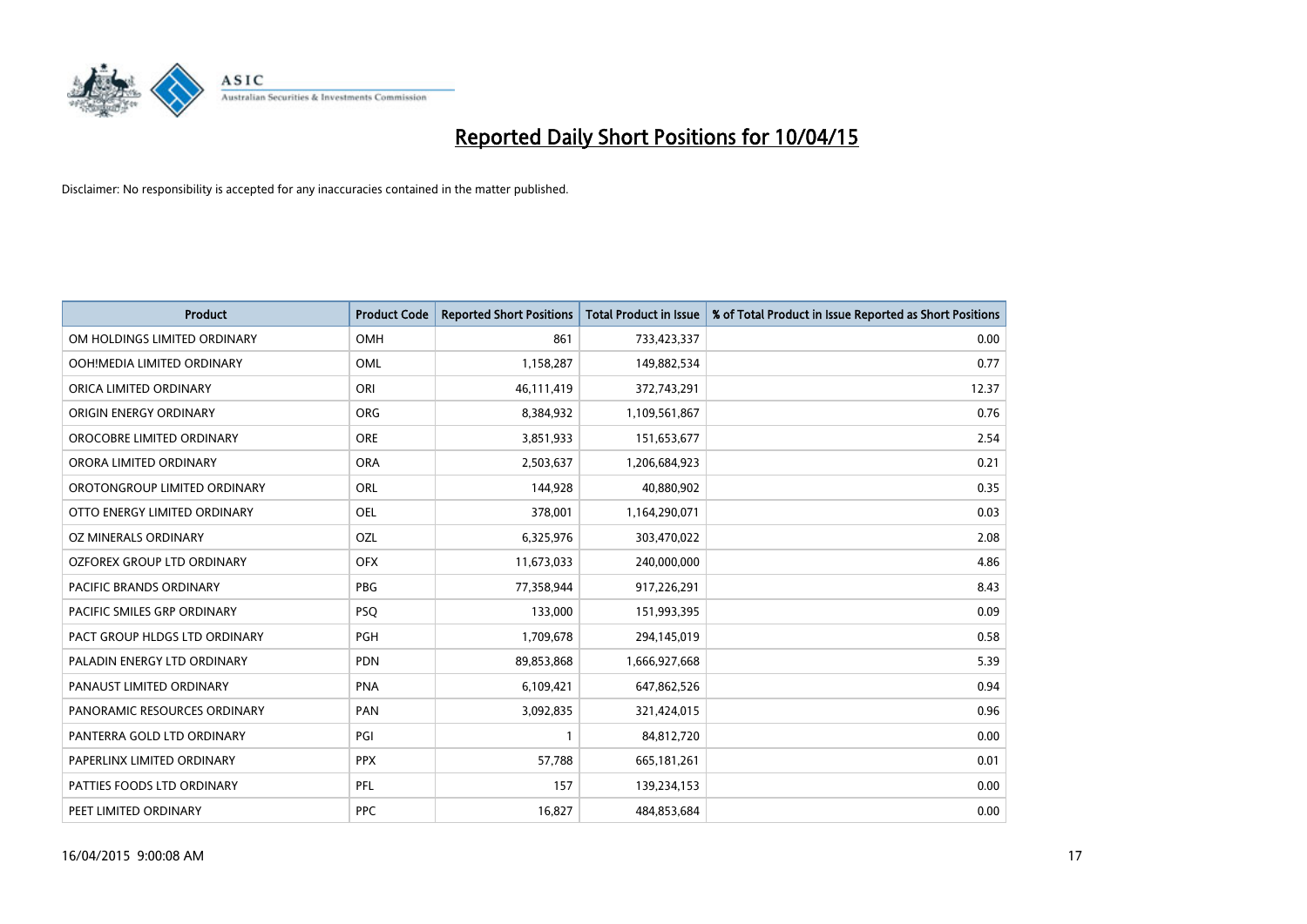# Reported Daily Short Positions for 10/04/15

Disclaimer: No responsibility is accepted for any inaccuracies contained in the matter published.

| Product | Product Code | Reported Short Positions | Total Product in Issue | % of Total Product in Issue Reported as Short Positions |
|---|---|---|---|---|
| OM HOLDINGS LIMITED ORDINARY | OMH | 861 | 733,423,337 | 0.00 |
| OOH!MEDIA LIMITED ORDINARY | OML | 1,158,287 | 149,882,534 | 0.77 |
| ORICA LIMITED ORDINARY | ORI | 46,111,419 | 372,743,291 | 12.37 |
| ORIGIN ENERGY ORDINARY | ORG | 8,384,932 | 1,109,561,867 | 0.76 |
| OROCOBRE LIMITED ORDINARY | ORE | 3,851,933 | 151,653,677 | 2.54 |
| ORORA LIMITED ORDINARY | ORA | 2,503,637 | 1,206,684,923 | 0.21 |
| OROTONGROUP LIMITED ORDINARY | ORL | 144,928 | 40,880,902 | 0.35 |
| OTTO ENERGY LIMITED ORDINARY | OEL | 378,001 | 1,164,290,071 | 0.03 |
| OZ MINERALS ORDINARY | OZL | 6,325,976 | 303,470,022 | 2.08 |
| OZFOREX GROUP LTD ORDINARY | OFX | 11,673,033 | 240,000,000 | 4.86 |
| PACIFIC BRANDS ORDINARY | PBG | 77,358,944 | 917,226,291 | 8.43 |
| PACIFIC SMILES GRP ORDINARY | PSQ | 133,000 | 151,993,395 | 0.09 |
| PACT GROUP HLDGS LTD ORDINARY | PGH | 1,709,678 | 294,145,019 | 0.58 |
| PALADIN ENERGY LTD ORDINARY | PDN | 89,853,868 | 1,666,927,668 | 5.39 |
| PANAUST LIMITED ORDINARY | PNA | 6,109,421 | 647,862,526 | 0.94 |
| PANORAMIC RESOURCES ORDINARY | PAN | 3,092,835 | 321,424,015 | 0.96 |
| PANTERRA GOLD LTD ORDINARY | PGI | 1 | 84,812,720 | 0.00 |
| PAPERLINX LIMITED ORDINARY | PPX | 57,788 | 665,181,261 | 0.01 |
| PATTIES FOODS LTD ORDINARY | PFL | 157 | 139,234,153 | 0.00 |
| PEET LIMITED ORDINARY | PPC | 16,827 | 484,853,684 | 0.00 |

16/04/2015 9:00:08 AM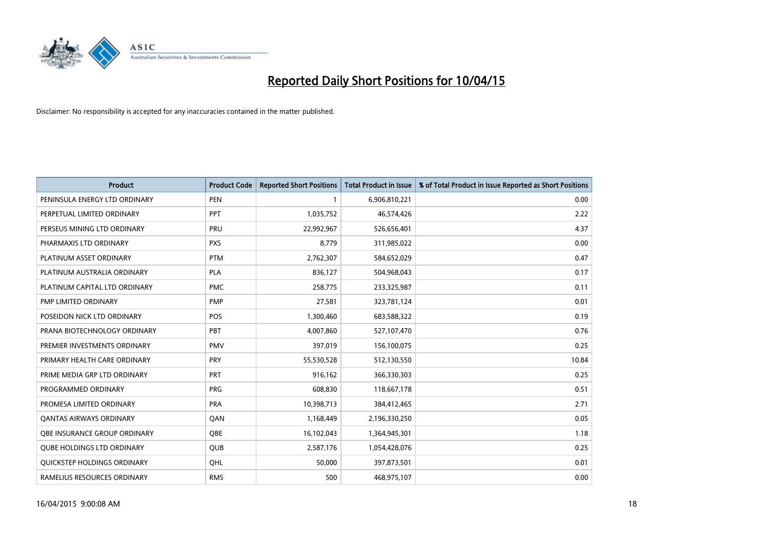# Reported Daily Short Positions for 10/04/15

Disclaimer: No responsibility is accepted for any inaccuracies contained in the matter published.

| Product | Product Code | Reported Short Positions | Total Product in Issue | % of Total Product in Issue Reported as Short Positions |
|---|---|---|---|---|
| PENINSULA ENERGY LTD ORDINARY | PEN | 1 | 6,906,810,221 | 0.00 |
| PERPETUAL LIMITED ORDINARY | PPT | 1,035,752 | 46,574,426 | 2.22 |
| PERSEUS MINING LTD ORDINARY | PRU | 22,992,967 | 526,656,401 | 4.37 |
| PHARMAXIS LTD ORDINARY | PXS | 8,779 | 311,985,022 | 0.00 |
| PLATINUM ASSET ORDINARY | PTM | 2,762,307 | 584,652,029 | 0.47 |
| PLATINUM AUSTRALIA ORDINARY | PLA | 836,127 | 504,968,043 | 0.17 |
| PLATINUM CAPITAL LTD ORDINARY | PMC | 258,775 | 233,325,987 | 0.11 |
| PMP LIMITED ORDINARY | PMP | 27,581 | 323,781,124 | 0.01 |
| POSEIDON NICK LTD ORDINARY | POS | 1,300,460 | 683,588,322 | 0.19 |
| PRANA BIOTECHNOLOGY ORDINARY | PBT | 4,007,860 | 527,107,470 | 0.76 |
| PREMIER INVESTMENTS ORDINARY | PMV | 397,019 | 156,100,075 | 0.25 |
| PRIMARY HEALTH CARE ORDINARY | PRY | 55,530,528 | 512,130,550 | 10.84 |
| PRIME MEDIA GRP LTD ORDINARY | PRT | 916,162 | 366,330,303 | 0.25 |
| PROGRAMMED ORDINARY | PRG | 608,830 | 118,667,178 | 0.51 |
| PROMESA LIMITED ORDINARY | PRA | 10,398,713 | 384,412,465 | 2.71 |
| QANTAS AIRWAYS ORDINARY | QAN | 1,168,449 | 2,196,330,250 | 0.05 |
| QBE INSURANCE GROUP ORDINARY | QBE | 16,102,043 | 1,364,945,301 | 1.18 |
| QUBE HOLDINGS LTD ORDINARY | QUB | 2,587,176 | 1,054,428,076 | 0.25 |
| QUICKSTEP HOLDINGS ORDINARY | QHL | 50,000 | 397,873,501 | 0.01 |
| RAMELIUS RESOURCES ORDINARY | RMS | 500 | 468,975,107 | 0.00 |

16/04/2015 9:00:08 AM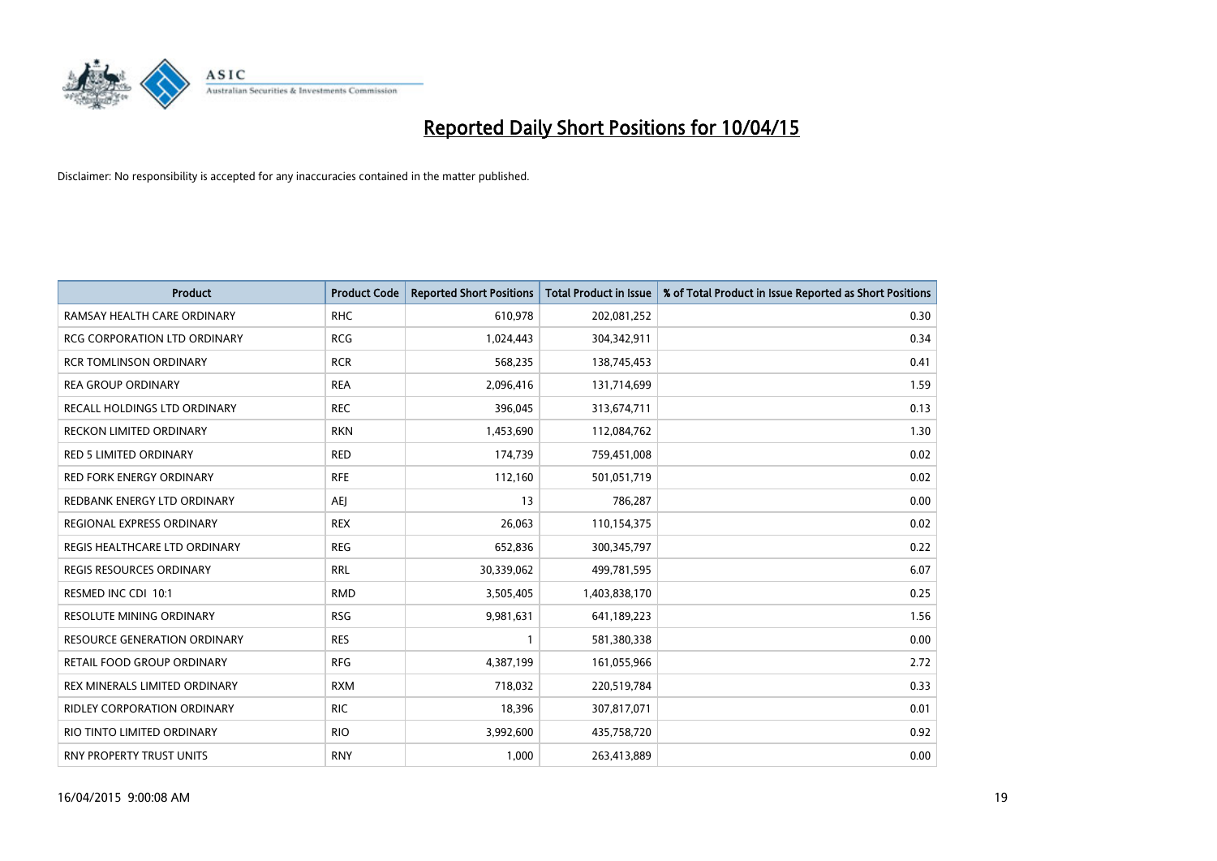# Reported Daily Short Positions for 10/04/15

Disclaimer: No responsibility is accepted for any inaccuracies contained in the matter published.

| Product | Product Code | Reported Short Positions | Total Product in Issue | % of Total Product in Issue Reported as Short Positions |
|---|---|---|---|---|
| RAMSAY HEALTH CARE ORDINARY | RHC | 610,978 | 202,081,252 | 0.30 |
| RCG CORPORATION LTD ORDINARY | RCG | 1,024,443 | 304,342,911 | 0.34 |
| RCR TOMLINSON ORDINARY | RCR | 568,235 | 138,745,453 | 0.41 |
| REA GROUP ORDINARY | REA | 2,096,416 | 131,714,699 | 1.59 |
| RECALL HOLDINGS LTD ORDINARY | REC | 396,045 | 313,674,711 | 0.13 |
| RECKON LIMITED ORDINARY | RKN | 1,453,690 | 112,084,762 | 1.30 |
| RED 5 LIMITED ORDINARY | RED | 174,739 | 759,451,008 | 0.02 |
| RED FORK ENERGY ORDINARY | RFE | 112,160 | 501,051,719 | 0.02 |
| REDBANK ENERGY LTD ORDINARY | AEJ | 13 | 786,287 | 0.00 |
| REGIONAL EXPRESS ORDINARY | REX | 26,063 | 110,154,375 | 0.02 |
| REGIS HEALTHCARE LTD ORDINARY | REG | 652,836 | 300,345,797 | 0.22 |
| REGIS RESOURCES ORDINARY | RRL | 30,339,062 | 499,781,595 | 6.07 |
| RESMED INC CDI 10:1 | RMD | 3,505,405 | 1,403,838,170 | 0.25 |
| RESOLUTE MINING ORDINARY | RSG | 9,981,631 | 641,189,223 | 1.56 |
| RESOURCE GENERATION ORDINARY | RES | 1 | 581,380,338 | 0.00 |
| RETAIL FOOD GROUP ORDINARY | RFG | 4,387,199 | 161,055,966 | 2.72 |
| REX MINERALS LIMITED ORDINARY | RXM | 718,032 | 220,519,784 | 0.33 |
| RIDLEY CORPORATION ORDINARY | RIC | 18,396 | 307,817,071 | 0.01 |
| RIO TINTO LIMITED ORDINARY | RIO | 3,992,600 | 435,758,720 | 0.92 |
| RNY PROPERTY TRUST UNITS | RNY | 1,000 | 263,413,889 | 0.00 |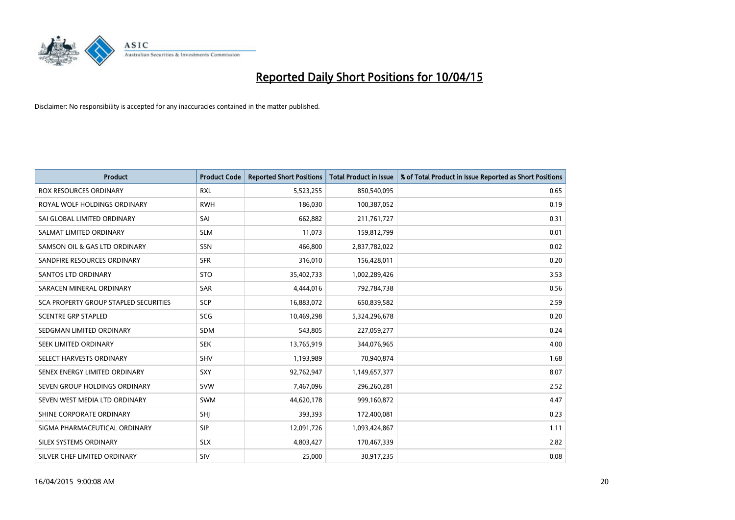# Reported Daily Short Positions for 10/04/15

Disclaimer: No responsibility is accepted for any inaccuracies contained in the matter published.

| Product | Product Code | Reported Short Positions | Total Product in Issue | % of Total Product in Issue Reported as Short Positions |
|---|---|---|---|---|
| ROX RESOURCES ORDINARY | RXL | 5,523,255 | 850,540,095 | 0.65 |
| ROYAL WOLF HOLDINGS ORDINARY | RWH | 186,030 | 100,387,052 | 0.19 |
| SAI GLOBAL LIMITED ORDINARY | SAI | 662,882 | 211,761,727 | 0.31 |
| SALMAT LIMITED ORDINARY | SLM | 11,073 | 159,812,799 | 0.01 |
| SAMSON OIL & GAS LTD ORDINARY | SSN | 466,800 | 2,837,782,022 | 0.02 |
| SANDFIRE RESOURCES ORDINARY | SFR | 316,010 | 156,428,011 | 0.20 |
| SANTOS LTD ORDINARY | STO | 35,402,733 | 1,002,289,426 | 3.53 |
| SARACEN MINERAL ORDINARY | SAR | 4,444,016 | 792,784,738 | 0.56 |
| SCA PROPERTY GROUP STAPLED SECURITIES | SCP | 16,883,072 | 650,839,582 | 2.59 |
| SCENTRE GRP STAPLED | SCG | 10,469,298 | 5,324,296,678 | 0.20 |
| SEDGMAN LIMITED ORDINARY | SDM | 543,805 | 227,059,277 | 0.24 |
| SEEK LIMITED ORDINARY | SEK | 13,765,919 | 344,076,965 | 4.00 |
| SELECT HARVESTS ORDINARY | SHV | 1,193,989 | 70,940,874 | 1.68 |
| SENEX ENERGY LIMITED ORDINARY | SXY | 92,762,947 | 1,149,657,377 | 8.07 |
| SEVEN GROUP HOLDINGS ORDINARY | SVW | 7,467,096 | 296,260,281 | 2.52 |
| SEVEN WEST MEDIA LTD ORDINARY | SWM | 44,620,178 | 999,160,872 | 4.47 |
| SHINE CORPORATE ORDINARY | SHJ | 393,393 | 172,400,081 | 0.23 |
| SIGMA PHARMACEUTICAL ORDINARY | SIP | 12,091,726 | 1,093,424,867 | 1.11 |
| SILEX SYSTEMS ORDINARY | SLX | 4,803,427 | 170,467,339 | 2.82 |
| SILVER CHEF LIMITED ORDINARY | SIV | 25,000 | 30,917,235 | 0.08 |

16/04/2015 9:00:08 AM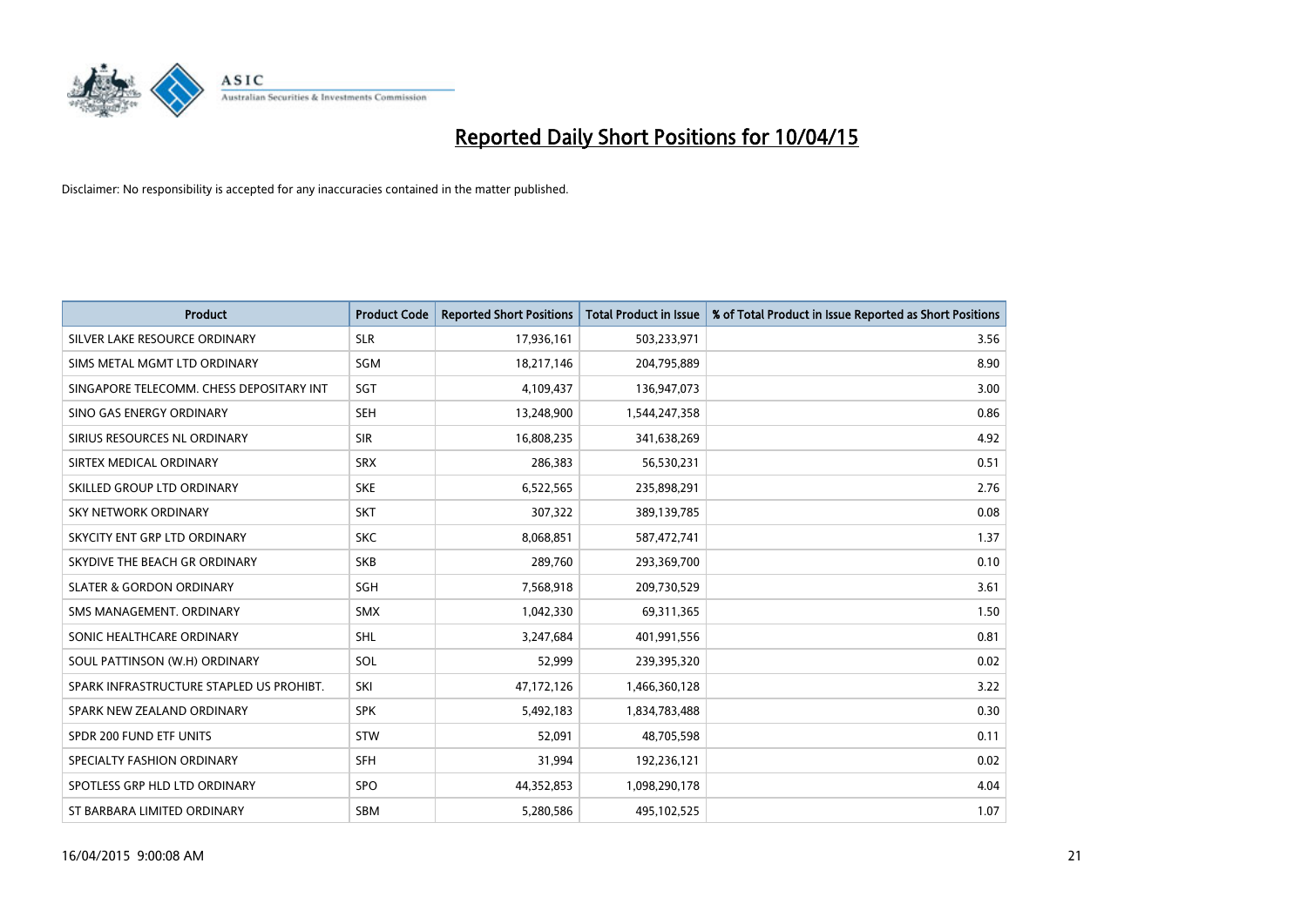# Reported Daily Short Positions for 10/04/15

Disclaimer: No responsibility is accepted for any inaccuracies contained in the matter published.

| Product | Product Code | Reported Short Positions | Total Product in Issue | % of Total Product in Issue Reported as Short Positions |
|---|---|---|---|---|
| SILVER LAKE RESOURCE ORDINARY | SLR | 17,936,161 | 503,233,971 | 3.56 |
| SIMS METAL MGMT LTD ORDINARY | SGM | 18,217,146 | 204,795,889 | 8.90 |
| SINGAPORE TELECOMM. CHESS DEPOSITARY INT | SGT | 4,109,437 | 136,947,073 | 3.00 |
| SINO GAS ENERGY ORDINARY | SEH | 13,248,900 | 1,544,247,358 | 0.86 |
| SIRIUS RESOURCES NL ORDINARY | SIR | 16,808,235 | 341,638,269 | 4.92 |
| SIRTEX MEDICAL ORDINARY | SRX | 286,383 | 56,530,231 | 0.51 |
| SKILLED GROUP LTD ORDINARY | SKE | 6,522,565 | 235,898,291 | 2.76 |
| SKY NETWORK ORDINARY | SKT | 307,322 | 389,139,785 | 0.08 |
| SKYCITY ENT GRP LTD ORDINARY | SKC | 8,068,851 | 587,472,741 | 1.37 |
| SKYDIVE THE BEACH GR ORDINARY | SKB | 289,760 | 293,369,700 | 0.10 |
| SLATER & GORDON ORDINARY | SGH | 7,568,918 | 209,730,529 | 3.61 |
| SMS MANAGEMENT. ORDINARY | SMX | 1,042,330 | 69,311,365 | 1.50 |
| SONIC HEALTHCARE ORDINARY | SHL | 3,247,684 | 401,991,556 | 0.81 |
| SOUL PATTINSON (W.H) ORDINARY | SOL | 52,999 | 239,395,320 | 0.02 |
| SPARK INFRASTRUCTURE STAPLED US PROHIBT. | SKI | 47,172,126 | 1,466,360,128 | 3.22 |
| SPARK NEW ZEALAND ORDINARY | SPK | 5,492,183 | 1,834,783,488 | 0.30 |
| SPDR 200 FUND ETF UNITS | STW | 52,091 | 48,705,598 | 0.11 |
| SPECIALTY FASHION ORDINARY | SFH | 31,994 | 192,236,121 | 0.02 |
| SPOTLESS GRP HLD LTD ORDINARY | SPO | 44,352,853 | 1,098,290,178 | 4.04 |
| ST BARBARA LIMITED ORDINARY | SBM | 5,280,586 | 495,102,525 | 1.07 |

16/04/2015 9:00:08 AM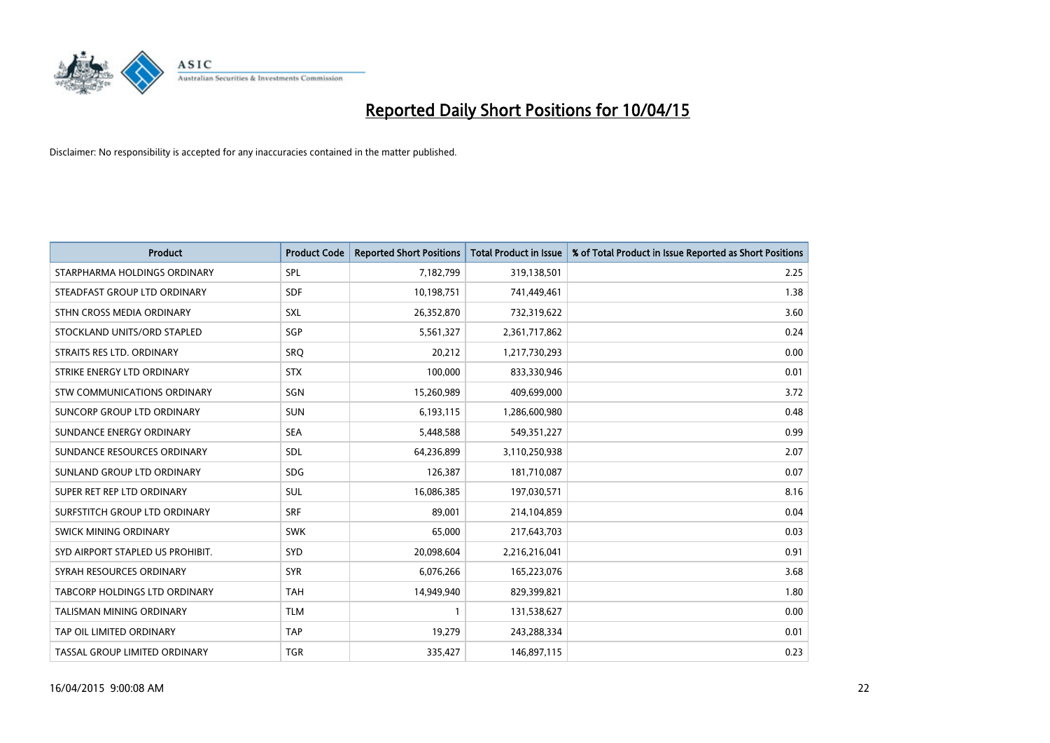# Reported Daily Short Positions for 10/04/15

Disclaimer: No responsibility is accepted for any inaccuracies contained in the matter published.

| Product | Product Code | Reported Short Positions | Total Product in Issue | % of Total Product in Issue Reported as Short Positions |
|---|---|---|---|---|
| STARPHARMA HOLDINGS ORDINARY | SPL | 7,182,799 | 319,138,501 | 2.25 |
| STEADFAST GROUP LTD ORDINARY | SDF | 10,198,751 | 741,449,461 | 1.38 |
| STHN CROSS MEDIA ORDINARY | SXL | 26,352,870 | 732,319,622 | 3.60 |
| STOCKLAND UNITS/ORD STAPLED | SGP | 5,561,327 | 2,361,717,862 | 0.24 |
| STRAITS RES LTD. ORDINARY | SRQ | 20,212 | 1,217,730,293 | 0.00 |
| STRIKE ENERGY LTD ORDINARY | STX | 100,000 | 833,330,946 | 0.01 |
| STW COMMUNICATIONS ORDINARY | SGN | 15,260,989 | 409,699,000 | 3.72 |
| SUNCORP GROUP LTD ORDINARY | SUN | 6,193,115 | 1,286,600,980 | 0.48 |
| SUNDANCE ENERGY ORDINARY | SEA | 5,448,588 | 549,351,227 | 0.99 |
| SUNDANCE RESOURCES ORDINARY | SDL | 64,236,899 | 3,110,250,938 | 2.07 |
| SUNLAND GROUP LTD ORDINARY | SDG | 126,387 | 181,710,087 | 0.07 |
| SUPER RET REP LTD ORDINARY | SUL | 16,086,385 | 197,030,571 | 8.16 |
| SURFSTITCH GROUP LTD ORDINARY | SRF | 89,001 | 214,104,859 | 0.04 |
| SWICK MINING ORDINARY | SWK | 65,000 | 217,643,703 | 0.03 |
| SYD AIRPORT STAPLED US PROHIBIT. | SYD | 20,098,604 | 2,216,216,041 | 0.91 |
| SYRAH RESOURCES ORDINARY | SYR | 6,076,266 | 165,223,076 | 3.68 |
| TABCORP HOLDINGS LTD ORDINARY | TAH | 14,949,940 | 829,399,821 | 1.80 |
| TALISMAN MINING ORDINARY | TLM | 1 | 131,538,627 | 0.00 |
| TAP OIL LIMITED ORDINARY | TAP | 19,279 | 243,288,334 | 0.01 |
| TASSAL GROUP LIMITED ORDINARY | TGR | 335,427 | 146,897,115 | 0.23 |

16/04/2015 9:00:08 AM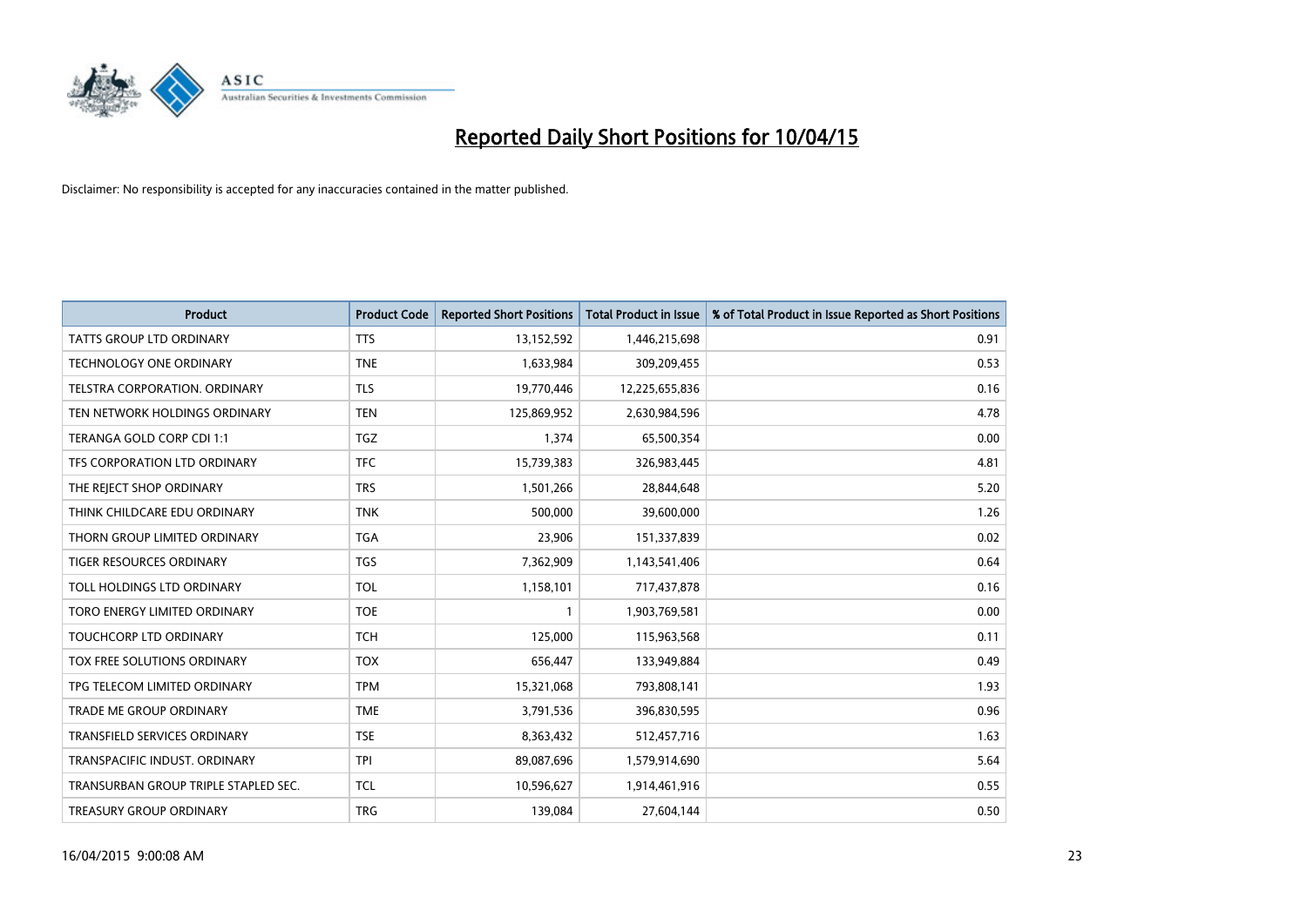# Reported Daily Short Positions for 10/04/15

Disclaimer: No responsibility is accepted for any inaccuracies contained in the matter published.

| Product | Product Code | Reported Short Positions | Total Product in Issue | % of Total Product in Issue Reported as Short Positions |
|---|---|---|---|---|
| TATTS GROUP LTD ORDINARY | TTS | 13,152,592 | 1,446,215,698 | 0.91 |
| TECHNOLOGY ONE ORDINARY | TNE | 1,633,984 | 309,209,455 | 0.53 |
| TELSTRA CORPORATION. ORDINARY | TLS | 19,770,446 | 12,225,655,836 | 0.16 |
| TEN NETWORK HOLDINGS ORDINARY | TEN | 125,869,952 | 2,630,984,596 | 4.78 |
| TERANGA GOLD CORP CDI 1:1 | TGZ | 1,374 | 65,500,354 | 0.00 |
| TFS CORPORATION LTD ORDINARY | TFC | 15,739,383 | 326,983,445 | 4.81 |
| THE REJECT SHOP ORDINARY | TRS | 1,501,266 | 28,844,648 | 5.20 |
| THINK CHILDCARE EDU ORDINARY | TNK | 500,000 | 39,600,000 | 1.26 |
| THORN GROUP LIMITED ORDINARY | TGA | 23,906 | 151,337,839 | 0.02 |
| TIGER RESOURCES ORDINARY | TGS | 7,362,909 | 1,143,541,406 | 0.64 |
| TOLL HOLDINGS LTD ORDINARY | TOL | 1,158,101 | 717,437,878 | 0.16 |
| TORO ENERGY LIMITED ORDINARY | TOE | 1 | 1,903,769,581 | 0.00 |
| TOUCHCORP LTD ORDINARY | TCH | 125,000 | 115,963,568 | 0.11 |
| TOX FREE SOLUTIONS ORDINARY | TOX | 656,447 | 133,949,884 | 0.49 |
| TPG TELECOM LIMITED ORDINARY | TPM | 15,321,068 | 793,808,141 | 1.93 |
| TRADE ME GROUP ORDINARY | TME | 3,791,536 | 396,830,595 | 0.96 |
| TRANSFIELD SERVICES ORDINARY | TSE | 8,363,432 | 512,457,716 | 1.63 |
| TRANSPACIFIC INDUST. ORDINARY | TPI | 89,087,696 | 1,579,914,690 | 5.64 |
| TRANSURBAN GROUP TRIPLE STAPLED SEC. | TCL | 10,596,627 | 1,914,461,916 | 0.55 |
| TREASURY GROUP ORDINARY | TRG | 139,084 | 27,604,144 | 0.50 |

16/04/2015 9:00:08 AM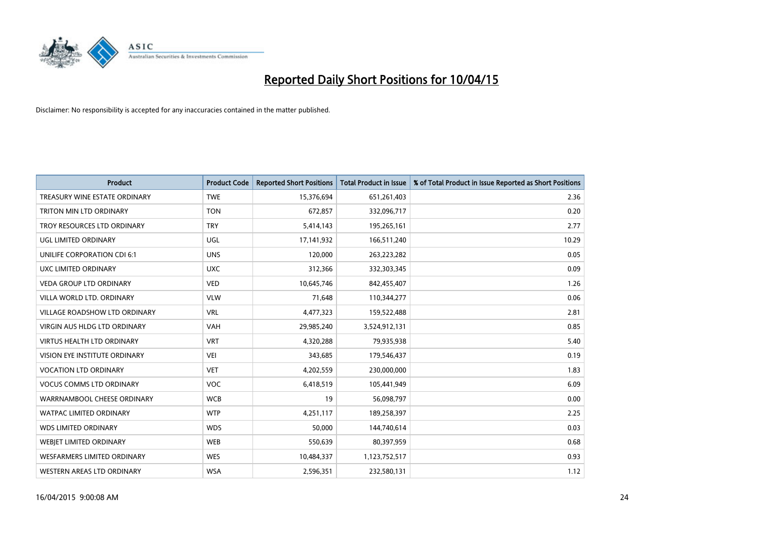# Reported Daily Short Positions for 10/04/15

Disclaimer: No responsibility is accepted for any inaccuracies contained in the matter published.

| Product | Product Code | Reported Short Positions | Total Product in Issue | % of Total Product in Issue Reported as Short Positions |
|---|---|---|---|---|
| TREASURY WINE ESTATE ORDINARY | TWE | 15,376,694 | 651,261,403 | 2.36 |
| TRITON MIN LTD ORDINARY | TON | 672,857 | 332,096,717 | 0.20 |
| TROY RESOURCES LTD ORDINARY | TRY | 5,414,143 | 195,265,161 | 2.77 |
| UGL LIMITED ORDINARY | UGL | 17,141,932 | 166,511,240 | 10.29 |
| UNILIFE CORPORATION CDI 6:1 | UNS | 120,000 | 263,223,282 | 0.05 |
| UXC LIMITED ORDINARY | UXC | 312,366 | 332,303,345 | 0.09 |
| VEDA GROUP LTD ORDINARY | VED | 10,645,746 | 842,455,407 | 1.26 |
| VILLA WORLD LTD. ORDINARY | VLW | 71,648 | 110,344,277 | 0.06 |
| VILLAGE ROADSHOW LTD ORDINARY | VRL | 4,477,323 | 159,522,488 | 2.81 |
| VIRGIN AUS HLDG LTD ORDINARY | VAH | 29,985,240 | 3,524,912,131 | 0.85 |
| VIRTUS HEALTH LTD ORDINARY | VRT | 4,320,288 | 79,935,938 | 5.40 |
| VISION EYE INSTITUTE ORDINARY | VEI | 343,685 | 179,546,437 | 0.19 |
| VOCATION LTD ORDINARY | VET | 4,202,559 | 230,000,000 | 1.83 |
| VOCUS COMMS LTD ORDINARY | VOC | 6,418,519 | 105,441,949 | 6.09 |
| WARRNAMBOOL CHEESE ORDINARY | WCB | 19 | 56,098,797 | 0.00 |
| WATPAC LIMITED ORDINARY | WTP | 4,251,117 | 189,258,397 | 2.25 |
| WDS LIMITED ORDINARY | WDS | 50,000 | 144,740,614 | 0.03 |
| WEBJET LIMITED ORDINARY | WEB | 550,639 | 80,397,959 | 0.68 |
| WESFARMERS LIMITED ORDINARY | WES | 10,484,337 | 1,123,752,517 | 0.93 |
| WESTERN AREAS LTD ORDINARY | WSA | 2,596,351 | 232,580,131 | 1.12 |

16/04/2015 9:00:08 AM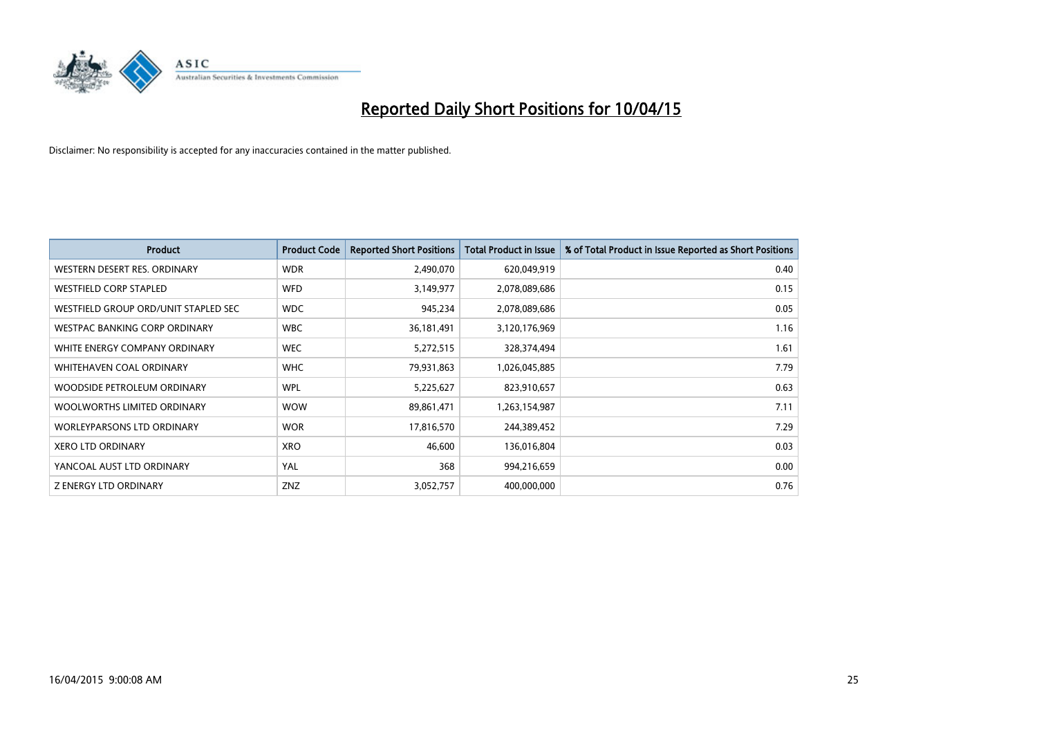# Reported Daily Short Positions for 10/04/15

Disclaimer: No responsibility is accepted for any inaccuracies contained in the matter published.

| Product | Product Code | Reported Short Positions | Total Product in Issue | % of Total Product in Issue Reported as Short Positions |
|---|---|---|---|---|
| WESTERN DESERT RES. ORDINARY | WDR | 2,490,070 | 620,049,919 | 0.40 |
| WESTFIELD CORP STAPLED | WFD | 3,149,977 | 2,078,089,686 | 0.15 |
| WESTFIELD GROUP ORD/UNIT STAPLED SEC | WDC | 945,234 | 2,078,089,686 | 0.05 |
| WESTPAC BANKING CORP ORDINARY | WBC | 36,181,491 | 3,120,176,969 | 1.16 |
| WHITE ENERGY COMPANY ORDINARY | WEC | 5,272,515 | 328,374,494 | 1.61 |
| WHITEHAVEN COAL ORDINARY | WHC | 79,931,863 | 1,026,045,885 | 7.79 |
| WOODSIDE PETROLEUM ORDINARY | WPL | 5,225,627 | 823,910,657 | 0.63 |
| WOOLWORTHS LIMITED ORDINARY | WOW | 89,861,471 | 1,263,154,987 | 7.11 |
| WORLEYPARSONS LTD ORDINARY | WOR | 17,816,570 | 244,389,452 | 7.29 |
| XERO LTD ORDINARY | XRO | 46,600 | 136,016,804 | 0.03 |
| YANCOAL AUST LTD ORDINARY | YAL | 368 | 994,216,659 | 0.00 |
| Z ENERGY LTD ORDINARY | ZNZ | 3,052,757 | 400,000,000 | 0.76 |

16/04/2015 9:00:08 AM